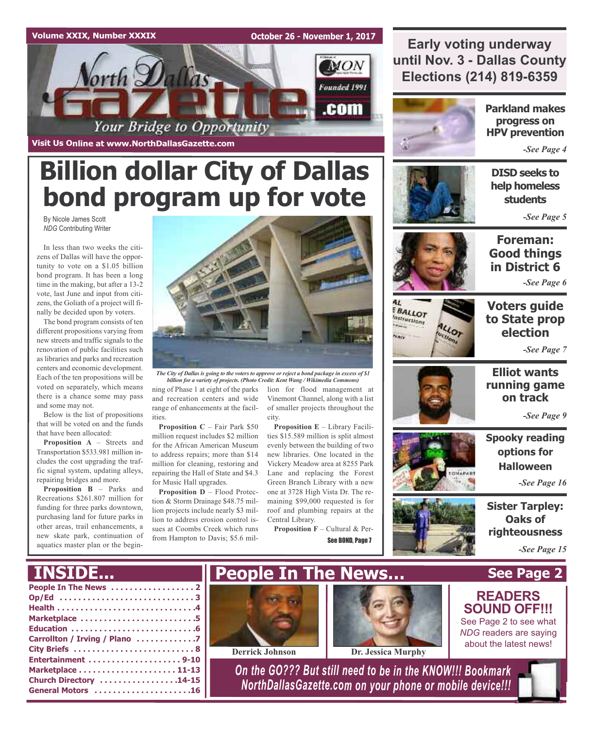Volume XXIX, Number XXXIX — October 26 - November 1, 2017

# North Dallas Gazette

Your Bridge to Opportunity

Founded 1991

Visit Us Online at www.NorthDallasGazette.com

## Early voting underway until Nov. 3 - Dallas County Elections (214) 819-6359

# Billion dollar City of Dallas bond program up for vote

By Nicole James Scott
*NDG* Contributing Writer

In less than two weeks the citizens of Dallas will have the opportunity to vote on a $1.05 billion bond program. It has been a long time in the making, but after a 13-2 vote, last June and input from citizens, the Goliath of a project will finally be decided upon by voters.

The bond program consists of ten different propositions varying from new streets and traffic signals to the renovation of public facilities such as libraries and parks and recreation centers and economic development. Each of the ten propositions will be voted on separately, which means there is a chance some may pass and some may not.

Below is the list of propositions that will be voted on and the funds that have been allocated:

**Proposition A** – Streets and Transportation $533.981 million includes the cost upgrading the traffic signal system, updating alleys, repairing bridges and more.

**Proposition B** – Parks and Recreations $261.807 million for funding for three parks downtown, purchasing land for future parks in other areas, trail enhancements, a new skate park, continuation of aquatics master plan or the beginning of Phase 1 at eight of the parks and recreation centers and wide range of enhancements at the facilities.

*The City of Dallas is going to the voters to approve or reject a bond package in excess of $1 billion for a variety of projects. (Photo Credit: Kent Wang / Wikimedia Commons)*

**Proposition C** – Fair Park $50 million request includes $2 million for the African American Museum to address repairs; more than $14 million for cleaning, restoring and repairing the Hall of State and $4.3 for Music Hall upgrades.

**Proposition D** – Flood Protection & Storm Drainage $48.75 million projects include nearly $3 million to address erosion control issues at Coombs Creek which runs from Hampton to Davis; $5.6 million for flood management at Vinemont Channel, along with a list of smaller projects throughout the city.

**Proposition E** – Library Facilities $15.589 million is split almost evenly between the building of two new libraries. One located in the Vickery Meadow area at 8255 Park Lane and replacing the Forest Green Branch Library with a new one at 3728 High Vista Dr. The remaining $99,000 requested is for roof and plumbing repairs at the Central Library.

**Proposition F** – Cultural & Per-

See BOND, Page 7

**Parkland makes progress on HPV prevention** -See Page 4

**DISD seeks to help homeless students** -See Page 5

**Foreman: Good things in District 6** -See Page 6

**Voters guide to State prop election** -See Page 7

**Elliot wants running game on track** -See Page 9

**Spooky reading options for Halloween** -See Page 16

**Sister Tarpley: Oaks of righteousness** -See Page 15

## INSIDE...

- People In The News . . . . . 2
- Op/Ed . . . . . 3
- Health . . . . . 4
- Marketplace . . . . . 5
- Education . . . . . 6
- Carrollton / Irving / Plano . . . . . 7
- City Briefs . . . . . 8
- Entertainment . . . . . 9-10
- Marketplace . . . . . 11-13
- Church Directory . . . . . 14-15
- General Motors . . . . . 16

## People In The News... See Page 2

Derrick Johnson

Dr. Jessica Murphy

**READERS SOUND OFF!!!**
See Page 2 to see what *NDG* readers are saying about the latest news!

*On the GO??? But still need to be in the KNOW!!! Bookmark NorthDallasGazette.com on your phone or mobile device!!!*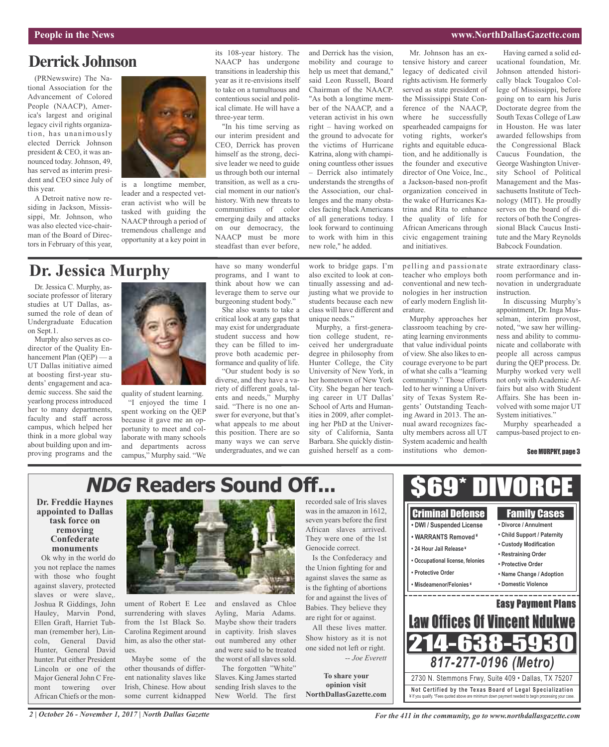## Derrick Johnson

(PRNewswire) The National Association for the Advancement of Colored People (NAACP), America's largest and original legacy civil rights organization, has unanimously elected Derrick Johnson president & CEO, it was announced today. Johnson, 49, has served as interim president and CEO since July of this year.

A Detroit native now residing in Jackson, Mississippi, Mr. Johnson, who was also elected vice-chairman of the Board of Directors in February of this year, is a longtime member, leader and a respected veteran activist who will be tasked with guiding the NAACP through a period of tremendous challenge and opportunity at a key point in its 108-year history. The NAACP has undergone transitions in leadership this year as it re-envisions itself to take on a tumultuous and contentious social and political climate. He will have a three-year term.

"In his time serving as our interim president and CEO, Derrick has proven himself as the strong, decisive leader we need to guide us through both our internal transition, as well as a crucial moment in our nation's history. With new threats to communities of color emerging daily and attacks on our democracy, the NAACP must be more steadfast than ever before, and Derrick has the vision, mobility and courage to help us meet that demand," said Leon Russell, Board Chairman of the NAACP. "As both a longtime member of the NAACP, and a veteran activist in his own right – having worked on the ground to advocate for the victims of Hurricane Katrina, along with championing countless other issues – Derrick also intimately understands the strengths of the Association, our challenges and the many obstacles facing black Americans of all generations today. I look forward to continuing to work with him in this new role," he added.

Mr. Johnson has an extensive history and career legacy of dedicated civil rights activism. He formerly served as state president of the Mississippi State Conference of the NAACP, where he successfully spearheaded campaigns for voting rights, worker's rights and equitable education, and he additionally is the founder and executive director of One Voice, Inc., a Jackson-based non-profit organization conceived in the wake of Hurricanes Katrina and Rita to enhance the quality of life for African Americans through civic engagement training and initiatives.

Having earned a solid educational foundation, Mr. Johnson attended historically black Tougaloo College of Mississippi, before going on to earn his Juris Doctorate degree from the South Texas College of Law in Houston. He was later awarded fellowships from the Congressional Black Caucus Foundation, the George Washington University School of Political Management and the Massachusetts Institute of Technology (MIT). He proudly serves on the board of directors of both the Congressional Black Caucus Institute and the Mary Reynolds Babcock Foundation.

## Dr. Jessica Murphy

Dr. Jessica C. Murphy, associate professor of literary studies at UT Dallas, assumed the role of dean of Undergraduate Education on Sept.1.

Murphy also serves as co-director of the Quality Enhancement Plan (QEP) — a UT Dallas initiative aimed at boosting first-year students' engagement and academic success. She said the yearlong process introduced her to many departments, faculty and staff across campus, which helped her think in a more global way about building upon and improving programs and the quality of student learning.

"I enjoyed the time I spent working on the QEP because it gave me an opportunity to meet and collaborate with many schools and departments across campus," Murphy said. "We have so many wonderful programs, and I want to think about how we can leverage them to serve our burgeoning student body."

She also wants to take a critical look at any gaps that may exist for undergraduate student success and how they can be filled to improve both academic performance and quality of life.

"Our student body is so diverse, and they have a variety of different goals, talents and needs," Murphy said. "There is no one answer for everyone, but that's what appeals to me about this position. There are so many ways we can serve undergraduates, and we can work to bridge gaps. I'm also excited to look at continually assessing and adjusting what we provide to students because each new class will have different and unique needs."

Murphy, a first-generation college student, received her undergraduate degree in philosophy from Hunter College, the City University of New York, in her hometown of New York City. She began her teaching career in UT Dallas' School of Arts and Humanities in 2009, after completing her PhD at the University of California, Santa Barbara. She quickly distinguished herself as a compelling and passionate teacher who employs both conventional and new technologies in her instruction of early modern English literature.

Murphy approaches her classroom teaching by creating learning environments that value individual points of view. She also likes to encourage everyone to be part of what she calls a "learning community." Those efforts led to her winning a University of Texas System Regents' Outstanding Teaching Award in 2013. The annual award recognizes faculty members across all UT System academic and health institutions who demonstrate extraordinary classroom performance and innovation in undergraduate instruction.

In discussing Murphy's appointment, Dr. Inga Musselman, interim provost, noted, "we saw her willingness and ability to communicate and collaborate with people all across campus during the QEP process. Dr. Murphy worked very well not only with Academic Affairs but also with Student Affairs. She has been involved with some major UT System initiatives."

Murphy spearheaded a campus-based project to en-

See MURPHY, page 3

## *NDG* Readers Sound Off...

**Dr. Freddie Haynes appointed to Dallas task force on removing Confederate monuments**

Ok why in the world do you not replace the names with those who fought against slavery, protected slaves or were slave,. Joshua R Giddings, John Hauley, Marvin Pond, Ellen Graft, Harriet Tubman (remember her), Lincoln, General David Hunter, General David hunter. Put either President Lincoln or one of the Major General John C Fremont towering over African Chiefs or the monument of Robert E Lee surrendering with slaves from the 1st Black So. Carolina Regiment around him, as also the other statues.

Maybe some of the other thousands of different nationality slaves like Irish, Chinese. How about some current kidnapped and enslaved as Chloe Ayling, Maria Adams. Maybe show their traders in captivity. Irish slaves out numbered any other and were said to be treated the worst of all slaves sold.

The forgotten "White" Slaves. King James started sending Irish slaves to the New World. The first recorded sale of Iris slaves was in the amazon in 1612, seven years before the first African slaves arrived. They were one of the 1st Genocide correct.

Is the Confederacy and the Union fighting for and against slaves the same as is the fighting of abortions for and against the lives of Babies. They believe they are right for or against.

All these lives matter. Show history as it is not one sided not left or right.

*-- Joe Everett*

**To share your opinion visit NorthDallasGazette.com**

# $69* DIVORCE

**Criminal Defense**
- DWI / Suspended License
- WARRANTS Removed¥
- 24 Hour Jail Release¥
- Occupational license, felonies
- Protective Order
- Misdemeanor/Felonies¥

**Family Cases**
- Divorce / Annulment
- Child Support / Paternity
- Custody Modification
- Restraining Order
- Protective Order
- Name Change / Adoption
- Domestic Violence

**Easy Payment Plans**

**Law Offices Of Vincent Ndukwe**

**214-638-5930**

***817-277-0196 (Metro)***

2730 N. Stemmons Frwy, Suite 409 • Dallas, TX 75207

**Not Certified by the Texas Board of Legal Specialization**

¥ If you qualify. *Fees quoted above are minimum down payment needed to begin processing your case.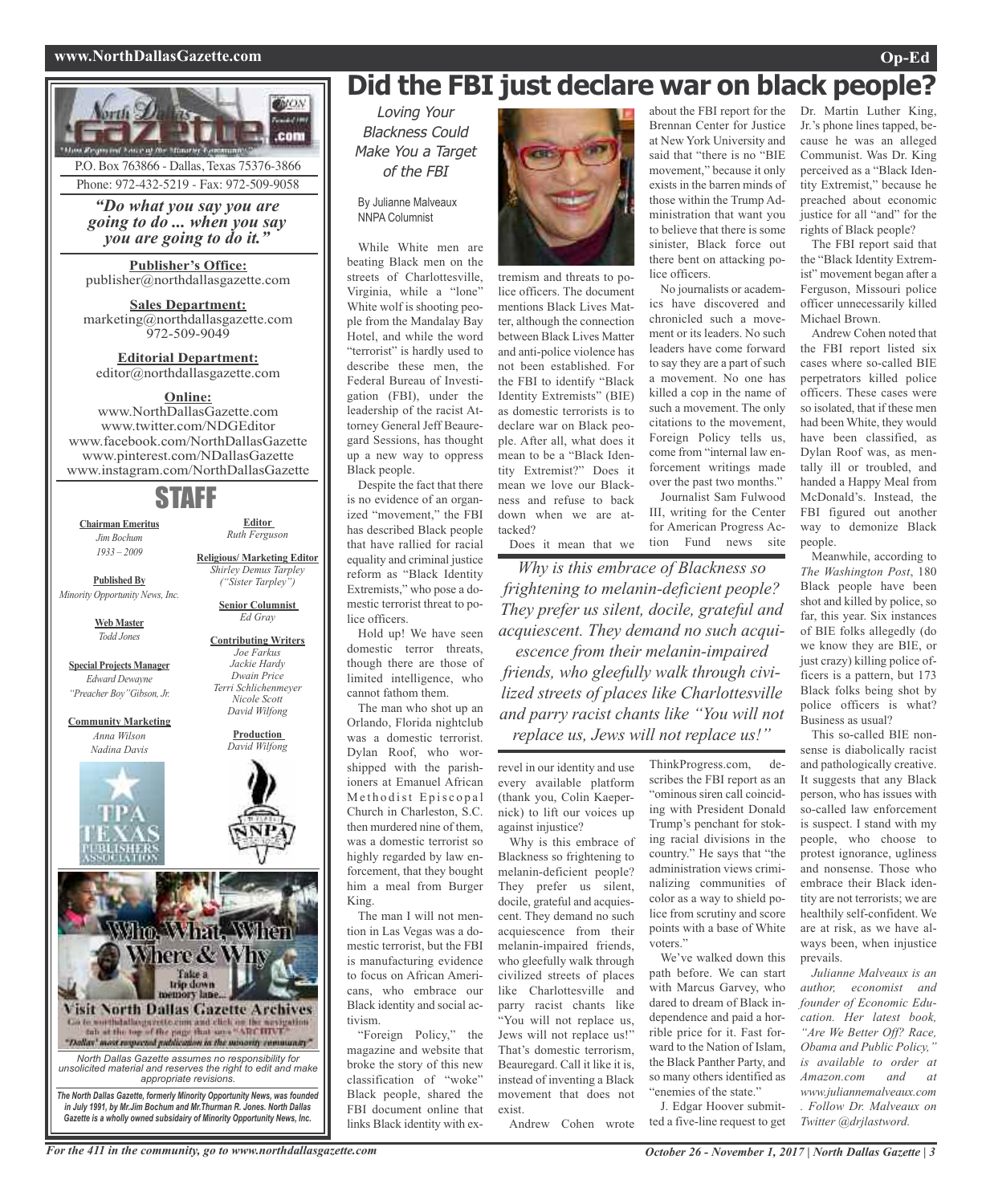# Did the FBI just declare war on black people?

*Loving Your Blackness Could Make You a Target of the FBI*

By Julianne Malveaux
NNPA Columnist

While White men are beating Black men on the streets of Charlottesville, Virginia, while a "lone" White wolf is shooting people from the Mandalay Bay Hotel, and while the word "terrorist" is hardly used to describe these men, the Federal Bureau of Investigation (FBI), under the leadership of the racist Attorney General Jeff Beauregard Sessions, has thought up a new way to oppress Black people.

Despite the fact that there is no evidence of an organized "movement," the FBI has described Black people that have rallied for racial equality and criminal justice reform as "Black Identity Extremists," who pose a domestic terrorist threat to police officers.

Hold up! We have seen domestic terror threats, though there are those of limited intelligence, who cannot fathom them.

The man who shot up an Orlando, Florida nightclub was a domestic terrorist. Dylan Roof, who worshipped with the parishioners at Emanuel African Methodist Episcopal Church in Charleston, S.C. then murdered nine of them, was a domestic terrorist so highly regarded by law enforcement, that they bought him a meal from Burger King.

The man I will not mention in Las Vegas was a domestic terrorist, but the FBI is manufacturing evidence to focus on African Americans, who embrace our Black identity and social activism.

"Foreign Policy," the magazine and website that broke the story of this new classification of "woke" Black people, shared the FBI document online that links Black identity with extremism and threats to police officers. The document mentions Black Lives Matter, although the connection between Black Lives Matter and anti-police violence has not been established. For the FBI to identify "Black Identity Extremists" (BIE) as domestic terrorists is to declare war on Black people. After all, what does it mean to be a "Black Identity Extremist?" Does it mean we love our Blackness and refuse to back down when we are attacked?

Does it mean that we revel in our identity and use every available platform (thank you, Colin Kaepernick) to lift our voices up against injustice?

Why is this embrace of Blackness so frightening to melanin-deficient people? They prefer us silent, docile, grateful and acquiescent. They demand no such acquiescence from their melanin-impaired friends, who gleefully walk through civilized streets of places like Charlottesville and parry racist chants like "You will not replace us, Jews will not replace us!" That's domestic terrorism, Beauregard. Call it like it is, instead of inventing a Black movement that does not exist.

> *Why is this embrace of Blackness so frightening to melanin-deficient people? They prefer us silent, docile, grateful and acquiescent. They demand no such acquiescence from their melanin-impaired friends, who gleefully walk through civilized streets of places like Charlottesville and parry racist chants like "You will not replace us, Jews will not replace us!"*

Andrew Cohen wrote about the FBI report for the Brennan Center for Justice at New York University and said that "there is no "BIE movement," because it only exists in the barren minds of those within the Trump Administration that want you to believe that there is some sinister, Black force out there bent on attacking police officers.

No journalists or academics have discovered and chronicled such a movement or its leaders. No such leaders have come forward to say they are a part of such a movement. No one has killed a cop in the name of such a movement. The only citations to the movement, Foreign Policy tells us, come from "internal law enforcement writings made over the past two months."

Journalist Sam Fulwood III, writing for the Center for American Progress Action Fund news site ThinkProgress.com, describes the FBI report as an "ominous siren call coinciding with President Donald Trump's penchant for stoking racial divisions in the country." He says that "the administration views criminalizing communities of color as a way to shield police from scrutiny and score points with a base of White voters."

We've walked down this path before. We can start with Marcus Garvey, who dared to dream of Black independence and paid a horrible price for it. Fast forward to the Nation of Islam, the Black Panther Party, and so many others identified as "enemies of the state."

J. Edgar Hoover submitted a five-line request to get Dr. Martin Luther King, Jr.'s phone lines tapped, because he was an alleged Communist. Was Dr. King perceived as a "Black Identity Extremist," because he preached about economic justice for all "and" for the rights of Black people?

The FBI report said that the "Black Identity Extremist" movement began after a Ferguson, Missouri police officer unnecessarily killed Michael Brown.

Andrew Cohen noted that the FBI report listed six cases where so-called BIE perpetrators killed police officers. These cases were so isolated, that if these men had been White, they would have been classified, as Dylan Roof was, as mentally ill or troubled, and handed a Happy Meal from McDonald's. Instead, the FBI figured out another way to demonize Black people.

Meanwhile, according to *The Washington Post*, 180 Black people have been shot and killed by police, so far, this year. Six instances of BIE folks allegedly (do we know they are BIE, or just crazy) killing police officers is a pattern, but 173 Black folks being shot by police officers is what? Business as usual?

This so-called BIE nonsense is diabolically racist and pathologically creative. It suggests that any Black person, who has issues with so-called law enforcement is suspect. I stand with my people, who choose to protest ignorance, ugliness and nonsense. Those who embrace their Black identity are not terrorists; we are healthily self-confident. We are at risk, as we have always been, when injustice prevails.

*Julianne Malveaux is an author, economist and founder of Economic Education. Her latest book, "Are We Better Off? Race, Obama and Public Policy," is available to order at Amazon.com and at www.juliannemalveaux.com. Follow Dr. Malveaux on Twitter @drjlastword.*

---

P.O. Box 763866 - Dallas, Texas 75376-3866
Phone: 972-432-5219 - Fax: 972-509-9058

*"Do what you say you are going to do ... when you say you are going to do it."*

**Publisher's Office:**
publisher@northdallasgazette.com

**Sales Department:**
marketing@northdallasgazette.com
972-509-9049

**Editorial Department:**
editor@northdallasgazette.com

**Online:**
www.NorthDallasGazette.com
www.twitter.com/NDGEditor
www.facebook.com/NorthDallasGazette
www.pinterest.com/NDallasGazette
www.instagram.com/NorthDallasGazette

## STAFF

**Chairman Emeritus**
*Jim Bochum*
*1933 – 2009*

**Published By**
*Minority Opportunity News, Inc.*

**Web Master**
*Todd Jones*

**Special Projects Manager**
*Edward Dewayne "Preacher Boy" Gibson, Jr.*

**Community Marketing**
*Anna Wilson*
*Nadina Davis*

**Editor**
*Ruth Ferguson*

**Religious/ Marketing Editor**
*Shirley Demus Tarpley ("Sister Tarpley")*

**Senior Columnist**
*Ed Gray*

**Contributing Writers**
*Joe Farkus*
*Jackie Hardy*
*Dwain Price*
*Terri Schlichenmeyer*
*Nicole Scott*
*David Wilfong*

**Production**
*David Wilfong*

Who, What, When Where & Why
Take a trip down memory lane...
Visit North Dallas Gazette Archives
Go to northdallasgazette.com and click on the navigation tab at the top of the page that says "ARCHIVE"
"Dallas' most respected publication in the minority community"

*North Dallas Gazette assumes no responsibility for unsolicited material and reserves the right to edit and make appropriate revisions.*

***The North Dallas Gazette, formerly Minority Opportunity News, was founded in July 1991, by Mr.Jim Bochum and Mr.Thurman R. Jones. North Dallas Gazette is a wholly owned subsidairy of Minority Opportunity News, Inc.***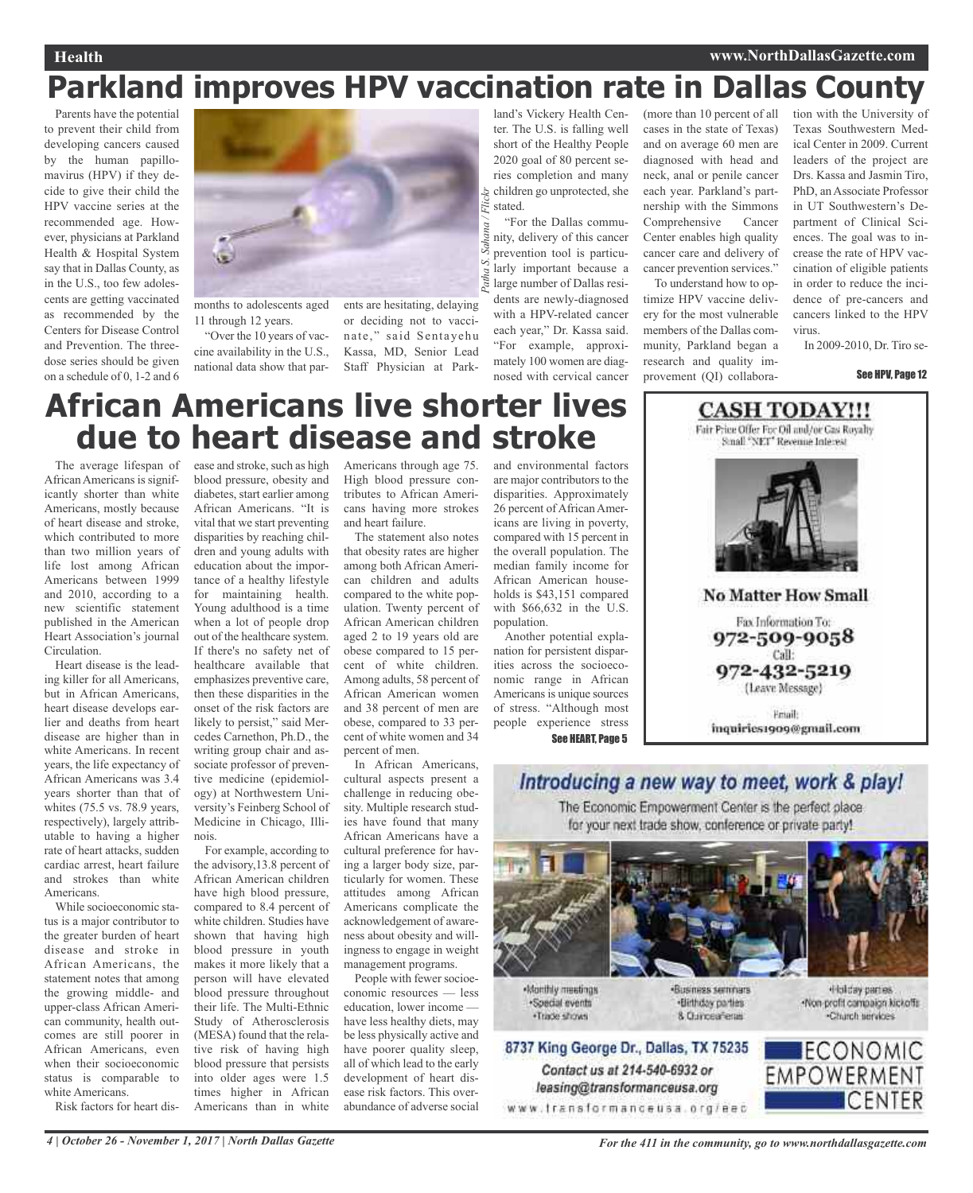# Parkland improves HPV vaccination rate in Dallas County

Parents have the potential to prevent their child from developing cancers caused by the human papillomavirus (HPV) if they decide to give their child the HPV vaccine series at the recommended age. However, physicians at Parkland Health & Hospital System say that in Dallas County, as in the U.S., too few adolescents are getting vaccinated as recommended by the Centers for Disease Control and Prevention. The three-dose series should be given on a schedule of 0, 1-2 and 6 months to adolescents aged 11 through 12 years.

*Patha S. Sahana / Flickr*

"Over the 10 years of vaccine availability in the U.S., national data show that parents are hesitating, delaying or deciding not to vaccinate," said Sentayehu Kassa, MD, Senior Lead Staff Physician at Parkland's Vickery Health Center. The U.S. is falling well short of the Healthy People 2020 goal of 80 percent series completion and many children go unprotected, she stated.

"For the Dallas community, delivery of this cancer prevention tool is particularly important because a large number of Dallas residents are newly-diagnosed with a HPV-related cancer each year," Dr. Kassa said. "For example, approximately 100 women are diagnosed with cervical cancer (more than 10 percent of all cases in the state of Texas) and on average 60 men are diagnosed with head and neck, anal or penile cancer each year. Parkland's partnership with the Simmons Comprehensive Cancer Center enables high quality cancer care and delivery of cancer prevention services."

To understand how to optimize HPV vaccine delivery for the most vulnerable members of the Dallas community, Parkland began a research and quality improvement (QI) collaboration with the University of Texas Southwestern Medical Center in 2009. Current leaders of the project are Drs. Kassa and Jasmin Tiro, PhD, an Associate Professor in UT Southwestern's Department of Clinical Sciences. The goal was to increase the rate of HPV vaccination of eligible patients in order to reduce the incidence of pre-cancers and cancers linked to the HPV virus.

In 2009-2010, Dr. Tiro se-

**See HPV, Page 12**

# African Americans live shorter lives due to heart disease and stroke

The average lifespan of African Americans is significantly shorter than white Americans, mostly because of heart disease and stroke, which contributed to more than two million years of life lost among African Americans between 1999 and 2010, according to a new scientific statement published in the American Heart Association's journal Circulation.

Heart disease is the leading killer for all Americans, but in African Americans, heart disease develops earlier and deaths from heart disease are higher than in white Americans. In recent years, the life expectancy of African Americans was 3.4 years shorter than that of whites (75.5 vs. 78.9 years, respectively), largely attributable to having a higher rate of heart attacks, sudden cardiac arrest, heart failure and strokes than white Americans.

While socioeconomic status is a major contributor to the greater burden of heart disease and stroke in African Americans, the statement notes that among the growing middle- and upper-class African American community, health outcomes are still poorer in African Americans, even when their socioeconomic status is comparable to white Americans.

Risk factors for heart disease and stroke, such as high blood pressure, obesity and diabetes, start earlier among African Americans. "It is vital that we start preventing disparities by reaching children and young adults with education about the importance of a healthy lifestyle for maintaining health. Young adulthood is a time when a lot of people drop out of the healthcare system. If there's no safety net of healthcare available that emphasizes preventive care, then these disparities in the onset of the risk factors are likely to persist," said Mercedes Carnethon, Ph.D., the writing group chair and associate professor of preventive medicine (epidemiology) at Northwestern University's Feinberg School of Medicine in Chicago, Illinois.

For example, according to the advisory,13.8 percent of African American children have high blood pressure, compared to 8.4 percent of white children. Studies have shown that having high blood pressure in youth makes it more likely that a person will have elevated blood pressure throughout their life. The Multi-Ethnic Study of Atherosclerosis (MESA) found that the relative risk of having high blood pressure that persists into older ages were 1.5 times higher in African Americans than in white Americans through age 75. High blood pressure contributes to African Americans having more strokes and heart failure.

The statement also notes that obesity rates are higher among both African American children and adults compared to the white population. Twenty percent of African American children aged 2 to 19 years old are obese compared to 15 percent of white children. Among adults, 58 percent of African American women and 38 percent of men are obese, compared to 33 percent of white women and 34 percent of men.

In African Americans, cultural aspects present a challenge in reducing obesity. Multiple research studies have found that many African Americans have a cultural preference for having a larger body size, particularly for women. These attitudes among African Americans complicate the acknowledgement of awareness about obesity and willingness to engage in weight management programs.

People with fewer socioeconomic resources — less education, lower income — have less healthy diets, may be less physically active and have poorer quality sleep, all of which lead to the early development of heart disease risk factors. This overabundance of adverse social and environmental factors are major contributors to the disparities. Approximately 26 percent of African Americans are living in poverty, compared with 15 percent in the overall population. The median family income for African American households is $43,151 compared with $66,632 in the U.S. population.

Another potential explanation for persistent disparities across the socioeconomic range in African Americans is unique sources of stress. "Although most people experience stress

**See HEART, Page 5**

**CASH TODAY!!!**

Fair Price Offer For Oil and/or Gas Royalty Small "NET" Revenue Interest

**No Matter How Small**

Fax Information To: 972-509-9058

Call: 972-432-5219 (Leave Message)

Email: inquiries1909@gmail.com

***Introducing a new way to meet, work & play!***

The Economic Empowerment Center is the perfect place for your next trade show, conference or private party!

- Monthly meetings
- Special events
- Trade shows
- Business seminars
- Birthday parties & Quinceañeras
- Holiday parties
- Non-profit campaign kickoffs
- Church services

**8737 King George Dr., Dallas, TX 75235**

*Contact us at 214-540-6932 or leasing@transformanceusa.org*

www.transformanceusa.org/eec

ECONOMIC EMPOWERMENT CENTER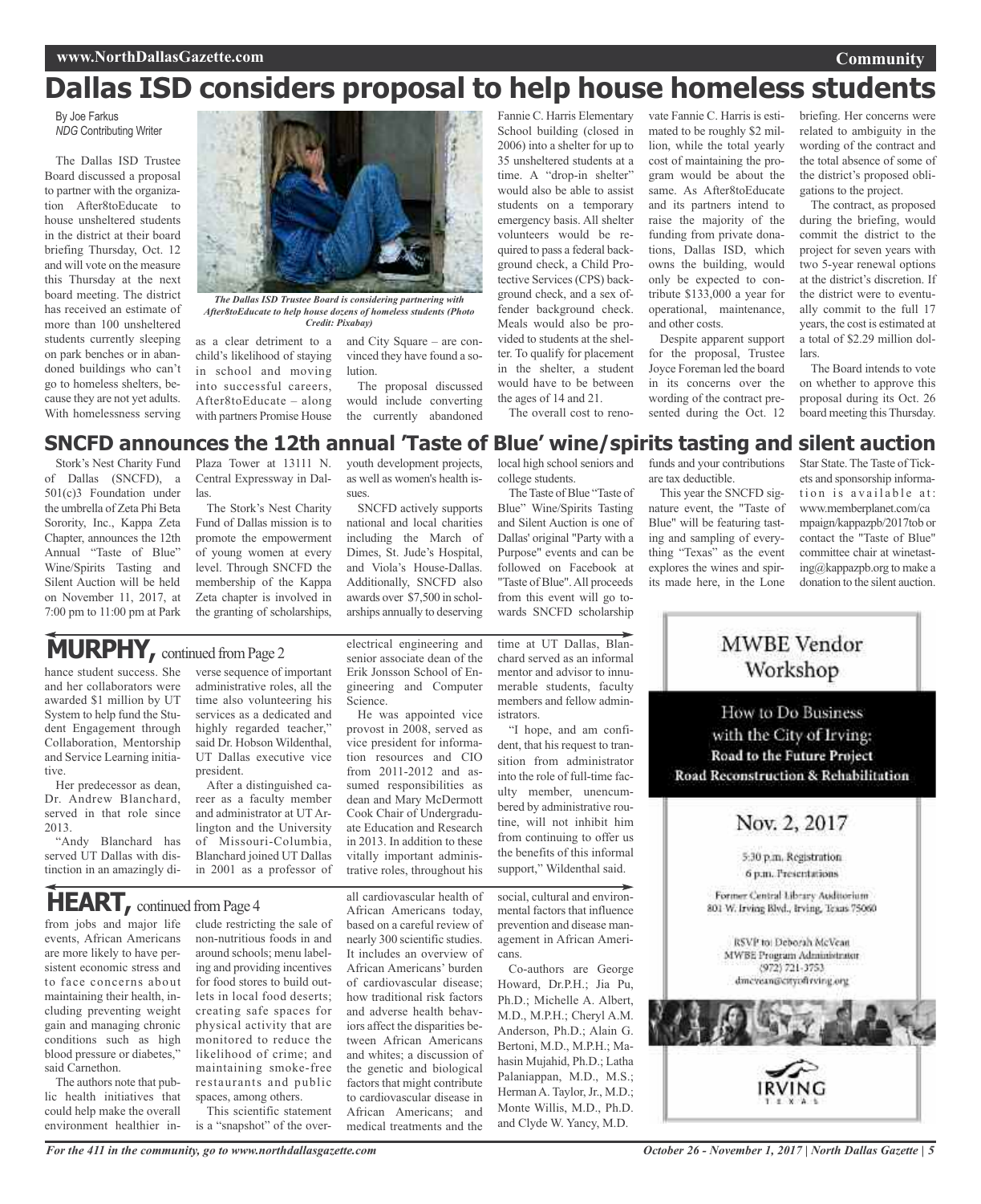# Dallas ISD considers proposal to help house homeless students

By Joe Farkus
*NDG* Contributing Writer

The Dallas ISD Trustee Board discussed a proposal to partner with the organization After8toEducate to house unsheltered students in the district at their board briefing Thursday, Oct. 12 and will vote on the measure this Thursday at the next board meeting. The district has received an estimate of more than 100 unsheltered students currently sleeping on park benches or in abandoned buildings who can't go to homeless shelters, because they are not yet adults. With homelessness serving as a clear detriment to a child's likelihood of staying in school and moving into successful careers, After8toEducate – along with partners Promise House and City Square – are convinced they have found a solution.

*The Dallas ISD Trustee Board is considering partnering with After8toEducate to help house dozens of homeless students (Photo Credit: Pixabay)*

The proposal discussed would include converting the currently abandoned Fannie C. Harris Elementary School building (closed in 2006) into a shelter for up to 35 unsheltered students at a time. A "drop-in shelter" would also be able to assist students on a temporary emergency basis. All shelter volunteers would be required to pass a federal background check, a Child Protective Services (CPS) background check, and a sex offender background check. Meals would also be provided to students at the shelter. To qualify for placement in the shelter, a student would have to be between the ages of 14 and 21.

The overall cost to renovate Fannie C. Harris is estimated to be roughly $2 million, while the total yearly cost of maintaining the program would be about the same. As After8toEducate and its partners intend to raise the majority of the funding from private donations, Dallas ISD, which owns the building, would only be expected to contribute $133,000 a year for operational, maintenance, and other costs.

Despite apparent support for the proposal, Trustee Joyce Foreman led the board in its concerns over the wording of the contract presented during the Oct. 12 briefing. Her concerns were related to ambiguity in the wording of the contract and the total absence of some of the district's proposed obligations to the project.

The contract, as proposed during the briefing, would commit the district to the project for seven years with two 5-year renewal options at the district's discretion. If the district were to eventually commit to the full 17 years, the cost is estimated at a total of $2.29 million dollars.

The Board intends to vote on whether to approve this proposal during its Oct. 26 board meeting this Thursday.

# SNCFD announces the 12th annual 'Taste of Blue' wine/spirits tasting and silent auction

Stork's Nest Charity Fund of Dallas (SNCFD), a 501(c)3 Foundation under the umbrella of Zeta Phi Beta Sorority, Inc., Kappa Zeta Chapter, announces the 12th Annual "Taste of Blue" Wine/Spirits Tasting and Silent Auction will be held on November 11, 2017, at 7:00 pm to 11:00 pm at Park Plaza Tower at 13111 N. Central Expressway in Dallas.

The Stork's Nest Charity Fund of Dallas mission is to promote the empowerment of young women at every level. Through SNCFD the membership of the Kappa Zeta chapter is involved in the granting of scholarships, youth development projects, as well as women's health issues.

SNCFD actively supports national and local charities including the March of Dimes, St. Jude's Hospital, and Viola's House-Dallas. Additionally, SNCFD also awards over $7,500 in scholarships annually to deserving local high school seniors and college students.

The Taste of Blue "Taste of Blue" Wine/Spirits Tasting and Silent Auction is one of Dallas' original "Party with a Purpose" events and can be followed on Facebook at "Taste of Blue". All proceeds from this event will go towards SNCFD scholarship funds and your contributions are tax deductible.

This year the SNCFD signature event, the "Taste of Blue" will be featuring tasting and sampling of everything "Texas" as the event explores the wines and spirits made here, in the Lone Star State. The Taste of Tickets and sponsorship information is available at: www.memberplanet.com/campaign/kappazpb/2017tob or contact the "Taste of Blue" committee chair at winetasting@kappazpb.org to make a donation to the silent auction.

## MURPHY, continued from Page 2

hance student success. She and her collaborators were awarded $1 million by UT System to help fund the Student Engagement through Collaboration, Mentorship and Service Learning initiative.

Her predecessor as dean, Dr. Andrew Blanchard, served in that role since 2013.

"Andy Blanchard has served UT Dallas with distinction in an amazingly diverse sequence of important administrative roles, all the time also volunteering his services as a dedicated and highly regarded teacher," said Dr. Hobson Wildenthal, UT Dallas executive vice president.

After a distinguished career as a faculty member and administrator at UT Arlington and the University of Missouri-Columbia, Blanchard joined UT Dallas in 2001 as a professor of electrical engineering and senior associate dean of the Erik Jonsson School of Engineering and Computer Science.

He was appointed vice provost in 2008, served as vice president for information resources and CIO from 2011-2012 and assumed responsibilities as dean and Mary McDermott Cook Chair of Undergraduate Education and Research in 2013. In addition to these vitally important administrative roles, throughout his time at UT Dallas, Blanchard served as an informal mentor and advisor to innumerable students, faculty members and fellow administrators.

"I hope, and am confident, that his request to transition from administrator into the role of full-time faculty member, unencumbered by administrative routine, will not inhibit him from continuing to offer us the benefits of this informal support," Wildenthal said.

## HEART, continued from Page 4

from jobs and major life events, African Americans are more likely to have persistent economic stress and to face concerns about maintaining their health, including preventing weight gain and managing chronic conditions such as high blood pressure or diabetes," said Carnethon.

The authors note that public health initiatives that could help make the overall environment healthier include restricting the sale of non-nutritious foods in and around schools; menu labeling and providing incentives for food stores to build outlets in local food deserts; creating safe spaces for physical activity that are monitored to reduce the likelihood of crime; and maintaining smoke-free restaurants and public spaces, among others.

This scientific statement is a "snapshot" of the overall cardiovascular health of African Americans today, based on a careful review of nearly 300 scientific studies. It includes an overview of African Americans' burden of cardiovascular disease; how traditional risk factors and adverse health behaviors affect the disparities between African Americans and whites; a discussion of the genetic and biological factors that might contribute to cardiovascular disease in African Americans; and medical treatments and the social, cultural and environmental factors that influence prevention and disease management in African Americans.

Co-authors are George Howard, Dr.P.H.; Jia Pu, Ph.D.; Michelle A. Albert, M.D., M.P.H.; Cheryl A.M. Anderson, Ph.D.; Alain G. Bertoni, M.D., M.P.H.; Mahasin Mujahid, Ph.D.; Latha Palaniappan, M.D., M.S.; Herman A. Taylor, Jr., M.D.; Monte Willis, M.D., Ph.D. and Clyde W. Yancy, M.D.

## MWBE Vendor Workshop

How to Do Business with the City of Irving:
**Road to the Future Project**
**Road Reconstruction & Rehabilitation**

Nov. 2, 2017

5:30 p.m. Registration
6 p.m. Presentations

Former Central Library Auditorium
801 W. Irving Blvd., Irving, Texas 75060

RSVP to: Deborah McVean
MWBE Program Administrator
(972) 721-3753
dmcvean@cityofirving.org

IRVING TEXAS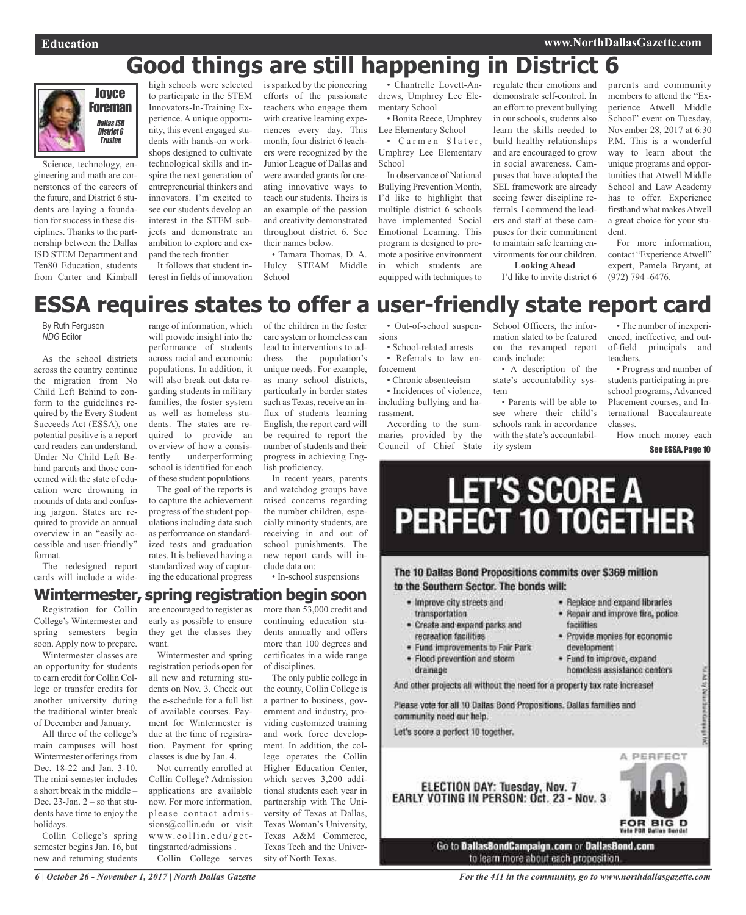# Good things are still happening in District 6

**Joyce Foreman**
*Dallas ISD District 6 Trustee*

Science, technology, engineering and math are cornerstones of the careers of the future, and District 6 students are laying a foundation for success in these disciplines. Thanks to the partnership between the Dallas ISD STEM Department and Ten80 Education, students from Carter and Kimball high schools were selected to participate in the STEM Innovators-In-Training Experience. A unique opportunity, this event engaged students with hands-on workshops designed to cultivate technological skills and inspire the next generation of entrepreneurial thinkers and innovators. I'm excited to see our students develop an interest in the STEM subjects and demonstrate an ambition to explore and expand the tech frontier.

It follows that student interest in fields of innovation is sparked by the pioneering efforts of the passionate teachers who engage them with creative learning experiences every day. This month, four district 6 teachers were recognized by the Junior League of Dallas and were awarded grants for creating innovative ways to teach our students. Theirs is an example of the passion and creativity demonstrated throughout district 6. See their names below.

- Tamara Thomas, D. A. Hulcy STEAM Middle School
- Chantrelle Lovett-Andrews, Umphrey Lee Elementary School
- Bonita Reece, Umphrey Lee Elementary School
- Carmen Slater, Umphrey Lee Elementary School

In observance of National Bullying Prevention Month, I'd like to highlight that multiple district 6 schools have implemented Social Emotional Learning. This program is designed to promote a positive environment in which students are equipped with techniques to regulate their emotions and demonstrate self-control. In an effort to prevent bullying in our schools, students also learn the skills needed to build healthy relationships and are encouraged to grow in social awareness. Campuses that have adopted the SEL framework are already seeing fewer discipline referrals. I commend the leaders and staff at these campuses for their commitment to maintain safe learning environments for our children.

**Looking Ahead**

I'd like to invite district 6 parents and community members to attend the "Experience Atwell Middle School" event on Tuesday, November 28, 2017 at 6:30 P.M. This is a wonderful way to learn about the unique programs and opportunities that Atwell Middle School and Law Academy has to offer. Experience firsthand what makes Atwell a great choice for your student.

For more information, contact "Experience Atwell" expert, Pamela Bryant, at (972) 794 -6476.

# ESSA requires states to offer a user-friendly state report card

By Ruth Ferguson
*NDG Editor*

As the school districts across the country continue the migration from No Child Left Behind to conform to the guidelines required by the Every Student Succeeds Act (ESSA), one potential positive is a report card readers can understand. Under No Child Left Behind parents and those concerned with the state of education were drowning in mounds of data and confusing jargon. States are required to provide an annual overview in an "easily accessible and user-friendly" format.

The redesigned report cards will include a wide-range of information, which will provide insight into the performance of students across racial and economic populations. In addition, it will also break out data regarding students in military families, the foster system as well as homeless students. The states are required to provide an overview of how a consistently underperforming school is identified for each of these student populations.

The goal of the reports is to capture the achievement progress of the student populations including data such as performance on standardized tests and graduation rates. It is believed having a standardized way of capturing the educational progress of the children in the foster care system or homeless can lead to interventions to address the population's unique needs. For example, as many school districts, particularly in border states such as Texas, receive an influx of students learning English, the report card will be required to report the number of students and their progress in achieving English proficiency.

In recent years, parents and watchdog groups have raised concerns regarding the number children, especially minority students, are receiving in and out of school punishments. The new report cards will include data on:

- In-school suspensions
- Out-of-school suspensions
- School-related arrests
- Referrals to law enforcement
- Chronic absenteeism
- Incidences of violence, including bullying and harassment.

According to the summaries provided by the Council of Chief State School Officers, the information slated to be featured on the revamped report cards include:

- A description of the state's accountability system
- Parents will be able to see where their child's schools rank in accordance with the state's accountability system
- The number of inexperienced, ineffective, and out-of-field principals and teachers.
- Progress and number of students participating in preschool programs, Advanced Placement courses, and International Baccalaureate classes.

How much money each

**See ESSA, Page 10**

# Wintermester, spring registration begin soon

Registration for Collin College's Wintermester and spring semesters begin soon. Apply now to prepare.

Wintermester classes are an opportunity for students to earn credit for Collin College or transfer credits for another university during the traditional winter break of December and January.

All three of the college's main campuses will host Wintermester offerings from Dec. 18-22 and Jan. 3-10. The mini-semester includes a short break in the middle – Dec. 23-Jan. 2 – so that students have time to enjoy the holidays.

Collin College's spring semester begins Jan. 16, but new and returning students are encouraged to register as early as possible to ensure they get the classes they want.

Wintermester and spring registration periods open for all new and returning students on Nov. 3. Check out the e-schedule for a full list of available courses. Payment for Wintermester is due at the time of registration. Payment for spring classes is due by Jan. 4.

Not currently enrolled at Collin College? Admission applications are available now. For more information, please contact admissions@collin.edu or visit www.collin.edu/gettingstarted/admissions .

Collin College serves more than 53,000 credit and continuing education students annually and offers more than 100 degrees and certificates in a wide range of disciplines.

The only public college in the county, Collin College is a partner to business, government and industry, providing customized training and work force development. In addition, the college operates the Collin Higher Education Center, which serves 3,200 additional students each year in partnership with The University of Texas at Dallas, Texas Woman's University, Texas A&M Commerce, Texas Tech and the University of North Texas.

# LET'S SCORE A PERFECT 10 TOGETHER

**The 10 Dallas Bond Propositions commits over $369 million to the Southern Sector. The bonds will:**

- Improve city streets and transportation
- Create and expand parks and recreation facilities
- Fund improvements to Fair Park
- Flood prevention and storm drainage
- Replace and expand libraries
- Repair and improve fire, police facilities
- Provide monies for economic development
- Fund to improve, expand homeless assistance centers

And other projects all without the need for a property tax rate increase!

Please vote for all 10 Dallas Bond Propositions. Dallas families and community need our help.

Let's score a perfect 10 together.

ELECTION DAY: Tuesday, Nov. 7
EARLY VOTING IN PERSON: Oct. 23 - Nov. 3

A PERFECT 10 FOR BIG D
Vote FOR Dallas Bonds!

Go to DallasBondCampaign.com or DallasBond.com to learn more about each proposition.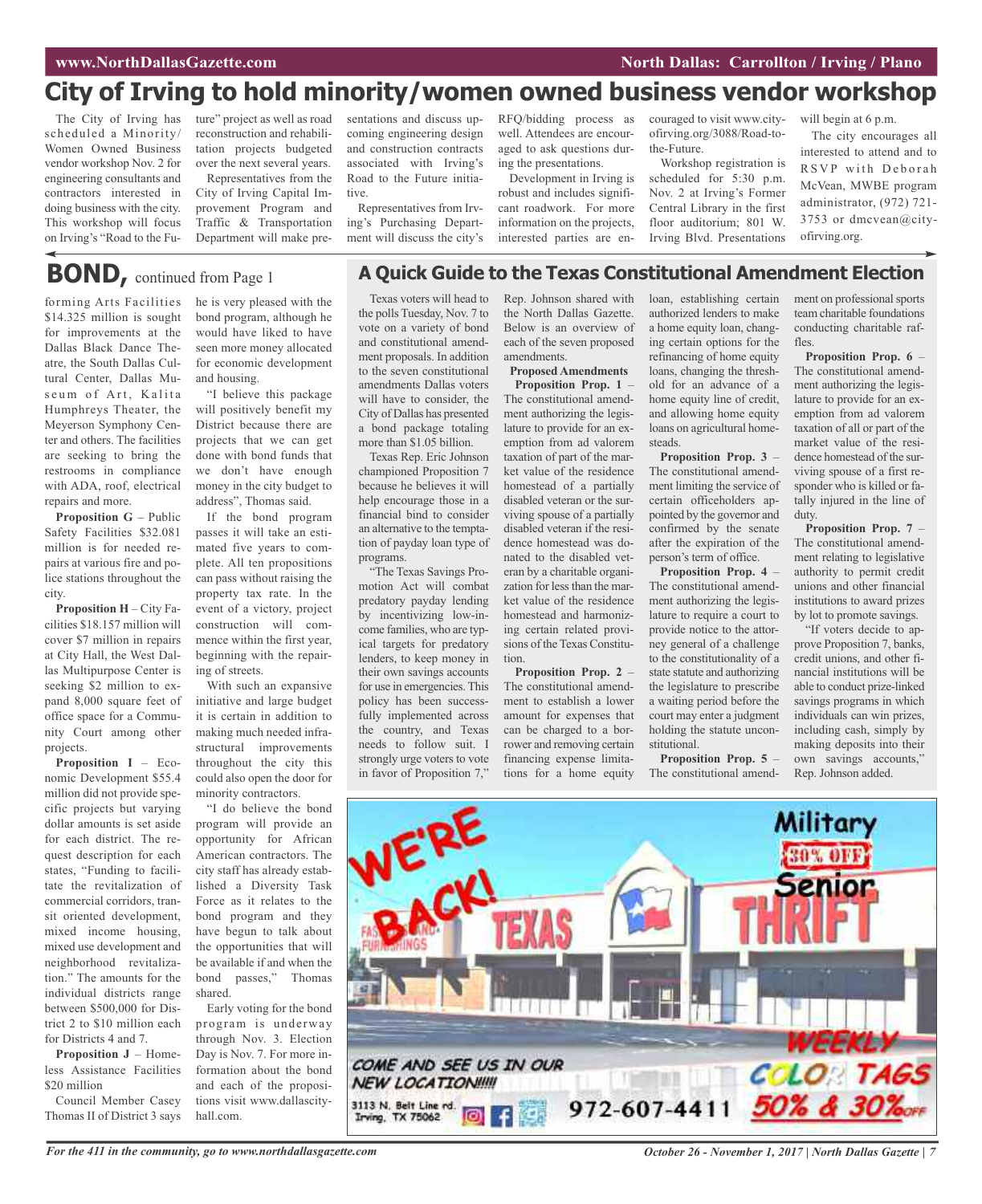# City of Irving to hold minority/women owned business vendor workshop

The City of Irving has scheduled a Minority/Women Owned Business vendor workshop Nov. 2 for engineering consultants and contractors interested in doing business with the city. This workshop will focus on Irving's "Road to the Future" project as well as road reconstruction and rehabilitation projects budgeted over the next several years.

Representatives from the City of Irving Capital Improvement Program and Traffic & Transportation Department will make presentations and discuss upcoming engineering design and construction contracts associated with Irving's Road to the Future initiative.

Representatives from Irving's Purchasing Department will discuss the city's RFQ/bidding process as well. Attendees are encouraged to ask questions during the presentations.

Development in Irving is robust and includes significant roadwork. For more information on the projects, interested parties are encouraged to visit www.cityofirving.org/3088/Road-to-the-Future.

Workshop registration is scheduled for 5:30 p.m. Nov. 2 at Irving's Former Central Library in the first floor auditorium; 801 W. Irving Blvd. Presentations will begin at 6 p.m.

The city encourages all interested to attend and to RSVP with Deborah McVean, MWBE program administrator, (972) 721-3753 or dmcvean@cityofirving.org.

## BOND, continued from Page 1

forming Arts Facilities $14.325 million is sought for improvements at the Dallas Black Dance Theatre, the South Dallas Cultural Center, Dallas Museum of Art, Kalita Humphreys Theater, the Meyerson Symphony Center and others. The facilities are seeking to bring the restrooms in compliance with ADA, roof, electrical repairs and more.

**Proposition G** – Public Safety Facilities $32.081 million is for needed repairs at various fire and police stations throughout the city.

**Proposition H** – City Facilities $18.157 million will cover $7 million in repairs at City Hall, the West Dallas Multipurpose Center is seeking $2 million to expand 8,000 square feet of office space for a Community Court among other projects.

**Proposition I** – Economic Development $55.4 million did not provide specific projects but varying dollar amounts is set aside for each district. The request description for each states, "Funding to facilitate the revitalization of commercial corridors, transit oriented development, mixed income housing, mixed use development and neighborhood revitalization." The amounts for the individual districts range between $500,000 for District 2 to $10 million each for Districts 4 and 7.

**Proposition J** – Homeless Assistance Facilities $20 million

Council Member Casey Thomas II of District 3 says he is very pleased with the bond program, although he would have liked to have seen more money allocated for economic development and housing.

"I believe this package will positively benefit my District because there are projects that we can get done with bond funds that we don't have enough money in the city budget to address", Thomas said.

If the bond program passes it will take an estimated five years to complete. All ten propositions can pass without raising the property tax rate. In the event of a victory, project construction will commence within the first year, beginning with the repairing of streets.

With such an expansive initiative and large budget it is certain in addition to making much needed infrastructure improvements throughout the city this could also open the door for minority contractors.

"I do believe the bond program will provide an opportunity for African American contractors. The city staff has already established a Diversity Task Force as it relates to the bond program and they have begun to talk about the opportunities that will be available if and when the bond passes," Thomas shared.

Early voting for the bond program is underway through Nov. 3. Election Day is Nov. 7. For more information about the bond and each of the propositions visit www.dallascityhall.com.

## A Quick Guide to the Texas Constitutional Amendment Election

Texas voters will head to the polls Tuesday, Nov. 7 to vote on a variety of bond and constitutional amendment proposals. In addition to the seven constitutional amendments Dallas voters will have to consider, the City of Dallas has presented a bond package totaling more than $1.05 billion.

Texas Rep. Eric Johnson championed Proposition 7 because he believes it will help encourage those in a financial bind to consider an alternative to the temptation of payday loan type of programs.

"The Texas Savings Promotion Act will combat predatory payday lending by incentivizing low-income families, who are typical targets for predatory lenders, to keep money in their own savings accounts for use in emergencies. This policy has been successfully implemented across the country, and Texas needs to follow suit. I strongly urge voters to vote in favor of Proposition 7," Rep. Johnson shared with the North Dallas Gazette. Below is an overview of each of the seven proposed amendments.

**Proposed Amendments**

**Proposition Prop. 1** – The constitutional amendment authorizing the legislature to provide for an exemption from ad valorem taxation of part of the market value of the residence homestead of a partially disabled veteran or the surviving spouse of a partially disabled veteran if the residence homestead was donated to the disabled veteran by a charitable organization for less than the market value of the residence homestead and harmonizing certain related provisions of the Texas Constitution.

**Proposition Prop. 2** – The constitutional amendment to establish a lower amount for expenses that can be charged to a borrower and removing certain financing expense limitations for a home equity loan, establishing certain authorized lenders to make a home equity loan, changing certain options for the refinancing of home equity loans, changing the threshold for an advance of a home equity line of credit, and allowing home equity loans on agricultural homesteads.

**Proposition Prop. 3** – The constitutional amendment limiting the service of certain officeholders appointed by the governor and confirmed by the senate after the expiration of the person's term of office.

**Proposition Prop. 4** – The constitutional amendment authorizing the legislature to require a court to provide notice to the attorney general of a challenge to the constitutionality of a state statute and authorizing the legislature to prescribe a waiting period before the court may enter a judgment holding the statute unconstitutional.

**Proposition Prop. 5** – The constitutional amendment on professional sports team charitable foundations conducting charitable raffles.

**Proposition Prop. 6** – The constitutional amendment authorizing the legislature to provide for an exemption from ad valorem taxation of all or part of the market value of the residence homestead of the surviving spouse of a first responder who is killed or fatally injured in the line of duty.

**Proposition Prop. 7** – The constitutional amendment relating to legislative authority to permit credit unions and other financial institutions to award prizes by lot to promote savings.

"If voters decide to approve Proposition 7, banks, credit unions, and other financial institutions will be able to conduct prize-linked savings programs in which individuals can win prizes, including cash, simply by making deposits into their own savings accounts," Rep. Johnson added.

WE'RE BACK! TEXAS THRIFT — Military 30% OFF Senior — WEEKLY COLOR TAGS 50% & 30% OFF — COME AND SEE US IN OUR NEW LOCATION!!!!! 3113 N. Belt Line rd. Irving, TX 75062 — 972-607-4411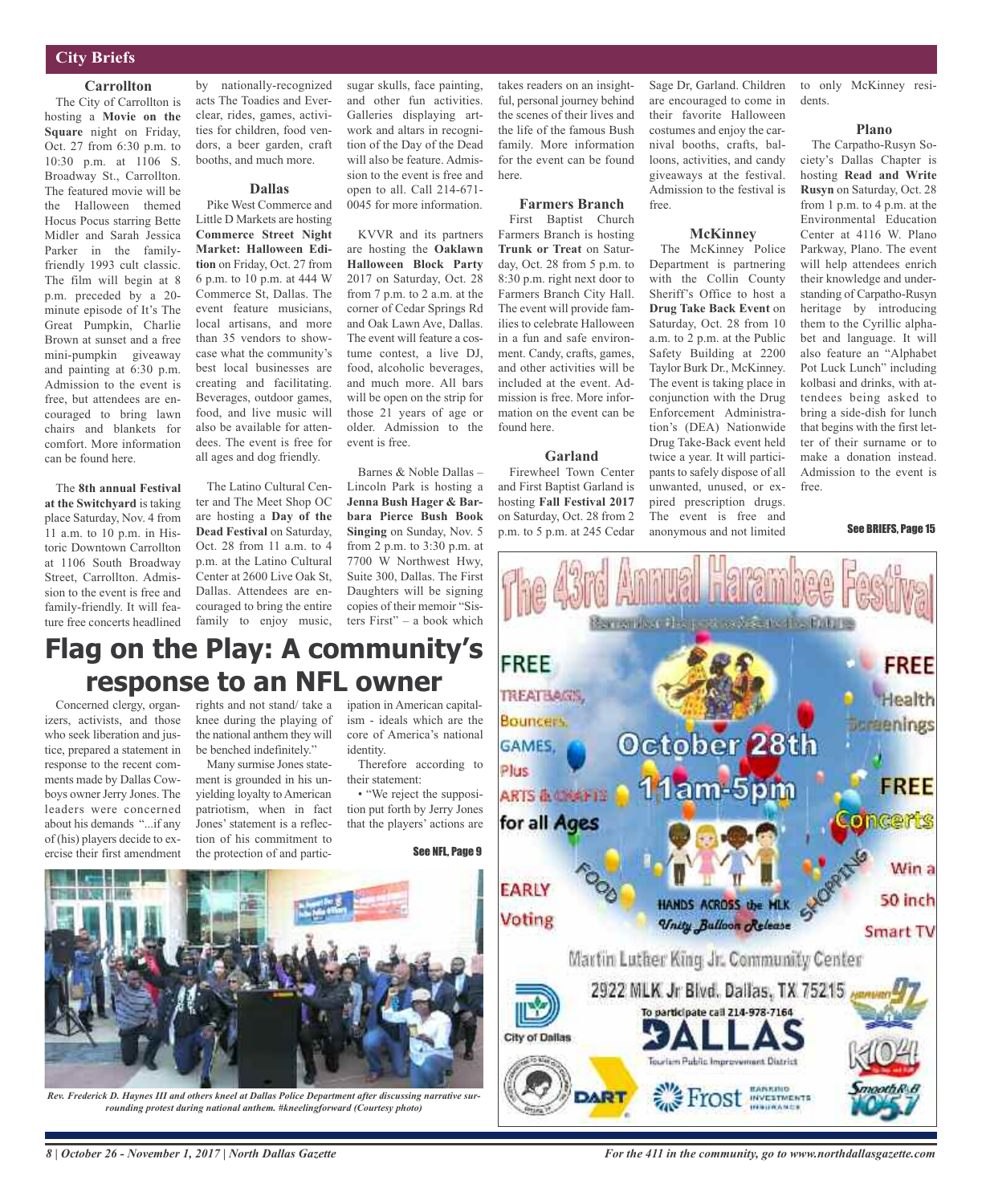## City Briefs

### Carrollton

The City of Carrollton is hosting a **Movie on the Square** night on Friday, Oct. 27 from 6:30 p.m. to 10:30 p.m. at 1106 S. Broadway St., Carrollton. The featured movie will be the Halloween themed Hocus Pocus starring Bette Midler and Sarah Jessica Parker in the family-friendly 1993 cult classic. The film will begin at 8 p.m. preceded by a 20-minute episode of It's The Great Pumpkin, Charlie Brown at sunset and a free mini-pumpkin giveaway and painting at 6:30 p.m. Admission to the event is free, but attendees are encouraged to bring lawn chairs and blankets for comfort. More information can be found here.

The **8th annual Festival at the Switchyard** is taking place Saturday, Nov. 4 from 11 a.m. to 10 p.m. in Historic Downtown Carrollton at 1106 South Broadway Street, Carrollton. Admission to the event is free and family-friendly. It will feature free concerts headlined by nationally-recognized acts The Toadies and Everclear, rides, games, activities for children, food vendors, a beer garden, craft booths, and much more.

### Dallas

Pike West Commerce and Little D Markets are hosting **Commerce Street Night Market: Halloween Edition** on Friday, Oct. 27 from 6 p.m. to 10 p.m. at 444 W Commerce St, Dallas. The event feature musicians, local artisans, and more than 35 vendors to showcase what the community's best local businesses are creating and facilitating. Beverages, outdoor games, food, and live music will also be available for attendees. The event is free for all ages and dog friendly.

The Latino Cultural Center and The Meet Shop OC are hosting a **Day of the Dead Festival** on Saturday, Oct. 28 from 11 a.m. to 4 p.m. at the Latino Cultural Center at 2600 Live Oak St, Dallas. Attendees are encouraged to bring the entire family to enjoy music, sugar skulls, face painting, and other fun activities. Galleries displaying artwork and altars in recognition of the Day of the Dead will also be feature. Admission to the event is free and open to all. Call 214-671-0045 for more information.

KVVR and its partners are hosting the **Oaklawn Halloween Block Party** 2017 on Saturday, Oct. 28 from 7 p.m. to 2 a.m. at the corner of Cedar Springs Rd and Oak Lawn Ave, Dallas. The event will feature a costume contest, a live DJ, food, alcoholic beverages, and much more. All bars will be open on the strip for those 21 years of age or older. Admission to the event is free.

Barnes & Noble Dallas – Lincoln Park is hosting a **Jenna Bush Hager & Barbara Pierce Bush Book Singing** on Sunday, Nov. 5 from 2 p.m. to 3:30 p.m. at 7700 W Northwest Hwy, Suite 300, Dallas. The First Daughters will be signing copies of their memoir "Sisters First" – a book which takes readers on an insightful, personal journey behind the scenes of their lives and the life of the famous Bush family. More information for the event can be found here.

### Farmers Branch

First Baptist Church Farmers Branch is hosting **Trunk or Treat** on Saturday, Oct. 28 from 5 p.m. to 8:30 p.m. right next door to Farmers Branch City Hall. The event will provide families to celebrate Halloween in a fun and safe environment. Candy, crafts, games, and other activities will be included at the event. Admission is free. More information on the event can be found here.

### Garland

Firewheel Town Center and First Baptist Garland is hosting **Fall Festival 2017** on Saturday, Oct. 28 from 2 p.m. to 5 p.m. at 245 Cedar Sage Dr, Garland. Children are encouraged to come in their favorite Halloween costumes and enjoy the carnival booths, crafts, balloons, activities, and candy giveaways at the festival. Admission to the festival is free.

### McKinney

The McKinney Police Department is partnering with the Collin County Sheriff's Office to host a **Drug Take Back Event** on Saturday, Oct. 28 from 10 a.m. to 2 p.m. at the Public Safety Building at 2200 Taylor Burk Dr., McKinney. The event is taking place in conjunction with the Drug Enforcement Administration's (DEA) Nationwide Drug Take-Back event held twice a year. It will participants to safely dispose of all unwanted, unused, or expired prescription drugs. The event is free and anonymous and not limited to only McKinney residents.

### Plano

The Carpatho-Rusyn Society's Dallas Chapter is hosting **Read and Write Rusyn** on Saturday, Oct. 28 from 1 p.m. to 4 p.m. at the Environmental Education Center at 4116 W. Plano Parkway, Plano. The event will help attendees enrich their knowledge and understanding of Carpatho-Rusyn heritage by introducing them to the Cyrillic alphabet and language. It will also feature an "Alphabet Pot Luck Lunch" including kolbasi and drinks, with attendees being asked to bring a side-dish for lunch that begins with the first letter of their surname or to make a donation instead. Admission to the event is free.

See BRIEFS, Page 15

# Flag on the Play: A community's response to an NFL owner

Concerned clergy, organizers, activists, and those who seek liberation and justice, prepared a statement in response to the recent comments made by Dallas Cowboys owner Jerry Jones. The leaders were concerned about his demands "...if any of (his) players decide to exercise their first amendment rights and not stand/ take a knee during the playing of the national anthem they will be benched indefinitely."

Many surmise Jones statement is grounded in his unyielding loyalty to American patriotism, when in fact Jones' statement is a reflection of his commitment to the protection of and participation in American capitalism - ideals which are the core of America's national identity.

Therefore according to their statement:

• "We reject the supposition put forth by Jerry Jones that the players' actions are

See NFL, Page 9

*Rev. Frederick D. Haynes III and others kneel at Dallas Police Department after discussing narrative surrounding protest during national anthem. #kneelingforward (Courtesy photo)*

The 43rd Annual Harambee Festival

FREE TREATBAGS, Bouncers, GAMES, Plus ARTS & CRAFTS for all Ages

FREE Health Screenings

October 28th 11am-5pm

FREE Concerts

FOOD SHOPPING

EARLY Voting

HANDS ACROSS the MLK Unity Balloon Release

Win a 50 inch Smart TV

Martin Luther King Jr. Community Center
2922 MLK Jr Blvd, Dallas, TX 75215
To participate call 214-978-7164

City of Dallas · DALLAS Tourism Public Improvement District · DART · Frost Banking Investments Insurance · Heaven 97 · K104 · Smooth R&B 105.7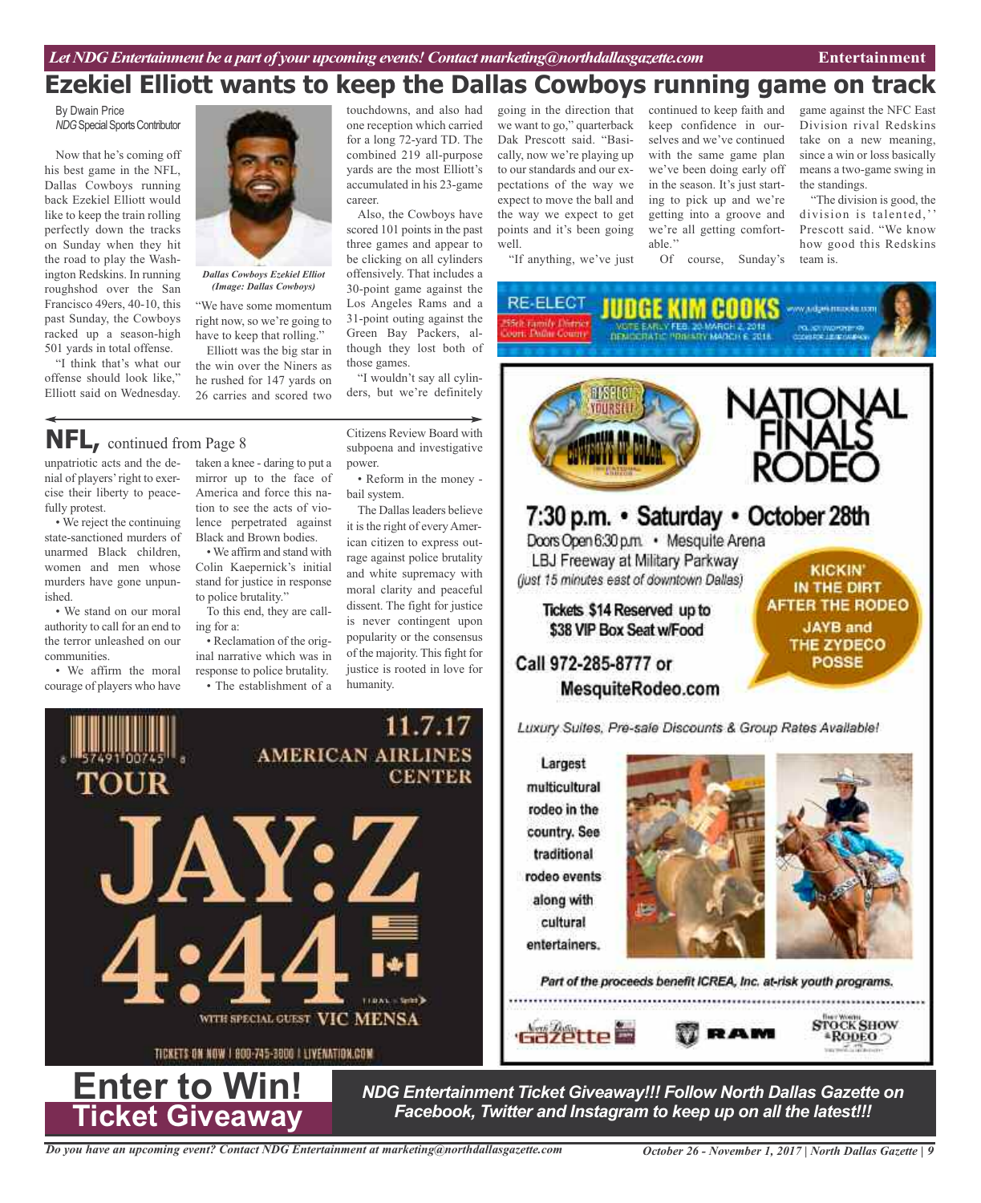# Ezekiel Elliott wants to keep the Dallas Cowboys running game on track

By Dwain Price
*NDG* Special Sports Contributor

Now that he's coming off his best game in the NFL, Dallas Cowboys running back Ezekiel Elliott would like to keep the train rolling perfectly down the tracks on Sunday when they hit the road to play the Washington Redskins. In running roughshod over the San Francisco 49ers, 40-10, this past Sunday, the Cowboys racked up a season-high 501 yards in total offense.

"I think that's what our offense should look like," Elliott said on Wednesday.

*Dallas Cowboys Ezekiel Elliot (Image: Dallas Cowboys)*

"We have some momentum right now, so we're going to have to keep that rolling."

Elliott was the big star in the win over the Niners as he rushed for 147 yards on 26 carries and scored two touchdowns, and also had one reception which carried for a long 72-yard TD. The combined 219 all-purpose yards are the most Elliott's accumulated in his 23-game career.

Also, the Cowboys have scored 101 points in the past three games and appear to be clicking on all cylinders offensively. That includes a 30-point game against the Los Angeles Rams and a 31-point outing against the Green Bay Packers, although they lost both of those games.

"I wouldn't say all cylinders, but we're definitely going in the direction that we want to go," quarterback Dak Prescott said. "Basically, now we're playing up to our standards and our expectations of the way we expect to move the ball and the way we expect to get points and it's been going well.

"If anything, we've just continued to keep faith and keep confidence in ourselves and we've continued with the same game plan we've been doing early off in the season. It's just starting to pick up and we're getting into a groove and we're all getting comfortable."

Of course, Sunday's game against the NFC East Division rival Redskins take on a new meaning, since a win or loss basically means a two-game swing in the standings.

"The division is good, the division is talented,'' Prescott said. "We know how good this Redskins team is.

## NFL, continued from Page 8

unpatriotic acts and the denial of players' right to exercise their liberty to peacefully protest.

• We reject the continuing state-sanctioned murders of unarmed Black children, women and men whose murders have gone unpunished.

• We stand on our moral authority to call for an end to the terror unleashed on our communities.

• We affirm the moral courage of players who have taken a knee - daring to put a mirror up to the face of America and force this nation to see the acts of violence perpetrated against Black and Brown bodies.

• We affirm and stand with Colin Kaepernick's initial stand for justice in response to police brutality."

To this end, they are calling for a:

• Reclamation of the original narrative which was in response to police brutality.

• The establishment of a Citizens Review Board with subpoena and investigative power.

• Reform in the money - bail system.

The Dallas leaders believe it is the right of every American citizen to express outrage against police brutality and white supremacy with moral clarity and peaceful dissent. The fight for justice is never contingent upon popularity or the consensus of the majority. This fight for justice is rooted in love for humanity.

RE-ELECT JUDGE KIM COOKS — 255th Family District Court, Dallas County — VOTE EARLY FEB. 20-MARCH 2, 2018 — DEMOCRATIC PRIMARY MARCH 6, 2018

**NATIONAL FINALS RODEO** — Respect Yourself — Cowboys of Color

**7:30 p.m. • Saturday • October 28th**

Doors Open 6:30 p.m. • Mesquite Arena
LBJ Freeway at Military Parkway
(just 15 minutes east of downtown Dallas)

Tickets $14 Reserved up to $38 VIP Box Seat w/Food

Call 972-285-8777 or MesquiteRodeo.com

KICKIN' IN THE DIRT AFTER THE RODEO — JAYB and THE ZYDECO POSSE

*Luxury Suites, Pre-sale Discounts & Group Rates Available!*

Largest multicultural rodeo in the country. See traditional rodeo events along with cultural entertainers.

*Part of the proceeds benefit ICREA, Inc. at-risk youth programs.*

North Dallas Gazette • RAM • Fort Worth Stock Show & Rodeo

TOUR — JAY:Z 4:44 — 11.7.17 AMERICAN AIRLINES CENTER — WITH SPECIAL GUEST VIC MENSA — TICKETS ON NOW | 800-745-3000 | LIVENATION.COM

**Enter to Win! Ticket Giveaway**

***NDG Entertainment Ticket Giveaway!!! Follow North Dallas Gazette on Facebook, Twitter and Instagram to keep up on all the latest!!!***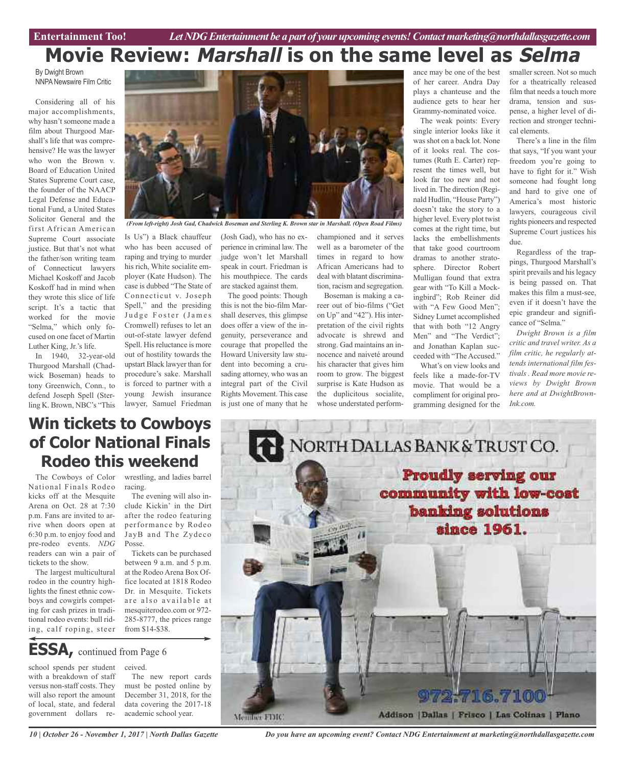# Movie Review: *Marshall* is on the same level as *Selma*

By Dwight Brown
NNPA Newswire Film Critic

Considering all of his major accomplishments, why hasn't someone made a film about Thurgood Marshall's life that was comprehensive? He was the lawyer who won the Brown v. Board of Education United States Supreme Court case, the founder of the NAACP Legal Defense and Educational Fund, a United States Solicitor General and the first African American Supreme Court associate justice. But that's not what the father/son writing team of Connecticut lawyers Michael Koskoff and Jacob Koskoff had in mind when they wrote this slice of life script. It's a tactic that worked for the movie "Selma," which only focused on one facet of Martin Luther King, Jr.'s life.

In 1940, 32-year-old Thurgood Marshall (Chadwick Boseman) heads to tony Greenwich, Conn., to defend Joseph Spell (Sterling K. Brown, NBC's "This Is Us") a Black chauffeur who has been accused of raping and trying to murder his rich, White socialite employer (Kate Hudson). The case is dubbed "The State of Connecticut v. Joseph Spell," and the presiding Judge Foster (James Cromwell) refuses to let an out-of-state lawyer defend Spell. His reluctance is more out of hostility towards the upstart Black lawyer than for procedure's sake. Marshall is forced to partner with a young Jewish insurance lawyer, Samuel Friedman (Josh Gad), who has no experience in criminal law. The judge won't let Marshall speak in court. Friedman is his mouthpiece. The cards are stacked against them.

*(From left-right) Josh Gad, Chadwick Boseman and Sterling K. Brown star in Marshall. (Open Road Films)*

The good points: Though this is not the bio-film Marshall deserves, this glimpse does offer a view of the ingenuity, perseverance and courage that propelled the Howard University law student into becoming a crusading attorney, who was an integral part of the Civil Rights Movement. This case is just one of many that he championed and it serves well as a barometer of the times in regard to how African Americans had to deal with blatant discrimination, racism and segregation.

Boseman is making a career out of bio-films ("Get on Up" and "42"). His interpretation of the civil rights advocate is shrewd and strong. Gad maintains an innocence and naiveté around his character that gives him room to grow. The biggest surprise is Kate Hudson as the duplicitous socialite, whose understated performance may be one of the best of her career. Andra Day plays a chanteuse and the audience gets to hear her Grammy-nominated voice.

The weak points: Every single interior looks like it was shot on a back lot. None of it looks real. The costumes (Ruth E. Carter) represent the times well, but look far too new and not lived in. The direction (Reginald Hudlin, "House Party") doesn't take the story to a higher level. Every plot twist comes at the right time, but lacks the embellishments that take good courtroom dramas to another stratosphere. Director Robert Mulligan found that extra gear with "To Kill a Mockingbird"; Rob Reiner did with "A Few Good Men"; Sidney Lumet accomplished that with both "12 Angry Men" and "The Verdict"; and Jonathan Kaplan succeeded with "The Accused."

What's on view looks and feels like a made-for-TV movie. That would be a compliment for original programming designed for the smaller screen. Not so much for a theatrically released film that needs a touch more drama, tension and suspense, a higher level of direction and stronger technical elements.

There's a line in the film that says, "If you want your freedom you're going to have to fight for it." Wish someone had fought long and hard to give one of America's most historic lawyers, courageous civil rights pioneers and respected Supreme Court justices his due.

Regardless of the trappings, Thurgood Marshall's spirit prevails and his legacy is being passed on. That makes this film a must-see, even if it doesn't have the epic grandeur and significance of "Selma."

*Dwight Brown is a film critic and travel writer. As a film critic, he regularly attends international film festivals . Read more movie reviews by Dwight Brown here and at DwightBrownInk.com.*

# Win tickets to Cowboys of Color National Finals Rodeo this weekend

The Cowboys of Color National Finals Rodeo kicks off at the Mesquite Arena on Oct. 28 at 7:30 p.m. Fans are invited to arrive when doors open at 6:30 p.m. to enjoy food and pre-rodeo events. *NDG* readers can win a pair of tickets to the show.

The largest multicultural rodeo in the country highlights the finest ethnic cowboys and cowgirls competing for cash prizes in traditional rodeo events: bull riding, calf roping, steer wrestling, and ladies barrel racing.

The evening will also include Kickin' in the Dirt after the rodeo featuring performance by Rodeo JayB and The Zydeco Posse.

Tickets can be purchased between 9 a.m. and 5 p.m. at the Rodeo Arena Box Office located at 1818 Rodeo Dr. in Mesquite. Tickets are also available at mesquiterodeo.com or 972-285-8777, the prices range from $14-$38.

## ESSA, continued from Page 6

school spends per student with a breakdown of staff versus non-staff costs. They will also report the amount of local, state, and federal government dollars received.

The new report cards must be posted online by December 31, 2018, for the data covering the 2017-18 academic school year.

NORTH DALLAS BANK & TRUST CO.

Proudly serving our community with low-cost banking solutions since 1961.

972.716.7100

Member FDIC

Addison | Dallas | Frisco | Las Colinas | Plano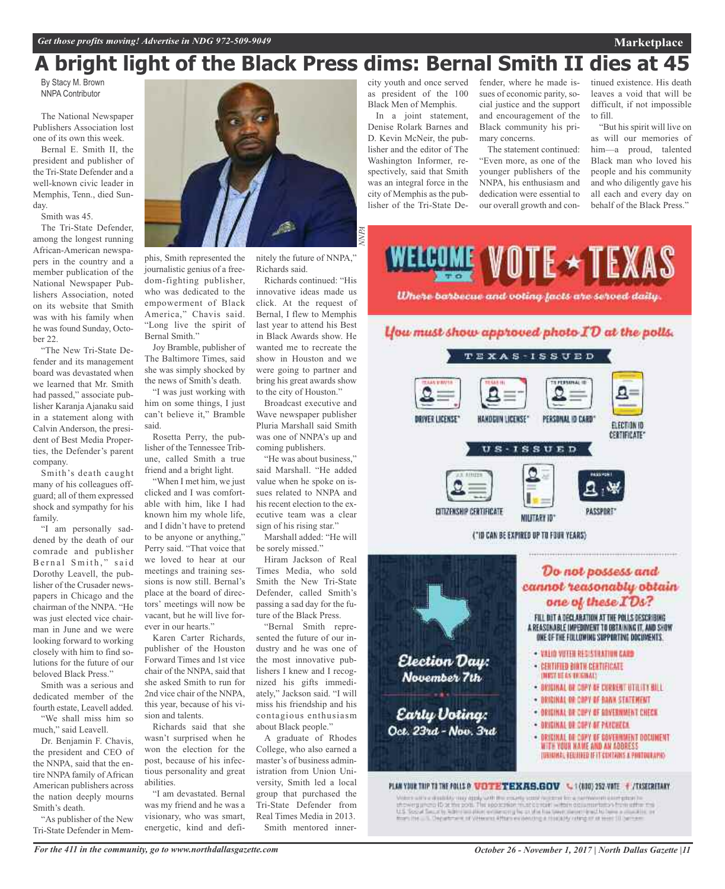# A bright light of the Black Press dims: Bernal Smith II dies at 45

By Stacy M. Brown
NNPA Contributor

The National Newspaper Publishers Association lost one of its own this week.

Bernal E. Smith II, the president and publisher of the Tri-State Defender and a well-known civic leader in Memphis, Tenn., died Sunday.

Smith was 45.

The Tri-State Defender, among the longest running African-American newspapers in the country and a member publication of the National Newspaper Publishers Association, noted on its website that Smith was with his family when he was found Sunday, October 22.

"The New Tri-State Defender and its management board was devastated when we learned that Mr. Smith had passed," associate publisher Karanja Ajanaku said in a statement along with Calvin Anderson, the president of Best Media Properties, the Defender's parent company.

Smith's death caught many of his colleagues off-guard; all of them expressed shock and sympathy for his family.

"I am personally saddened by the death of our comrade and publisher Bernal Smith," said Dorothy Leavell, the publisher of the Crusader newspapers in Chicago and the chairman of the NNPA. "He was just elected vice chairman in June and we were looking forward to working closely with him to find solutions for the future of our beloved Black Press."

Smith was a serious and dedicated member of the fourth estate, Leavell added.

"We shall miss him so much," said Leavell.

Dr. Benjamin F. Chavis, the president and CEO of the NNPA, said that the entire NNPA family of African American publishers across the nation deeply mourns Smith's death.

"As publisher of the New Tri-State Defender in Memphis, Smith represented the journalistic genius of a freedom-fighting publisher, who was dedicated to the empowerment of Black America," Chavis said. "Long live the spirit of Bernal Smith."

Joy Bramble, publisher of The Baltimore Times, said she was simply shocked by the news of Smith's death.

"I was just working with him on some things, I just can't believe it," Bramble said.

Rosetta Perry, the publisher of the Tennessee Tribune, called Smith a true friend and a bright light.

"When I met him, we just clicked and I was comfortable with him, like I had known him my whole life, and I didn't have to pretend to be anyone or anything," Perry said. "That voice that we loved to hear at our meetings and training sessions is now still. Bernal's place at the board of directors' meetings will now be vacant, but he will live forever in our hearts."

Karen Carter Richards, publisher of the Houston Forward Times and 1st vice chair of the NNPA, said that she asked Smith to run for 2nd vice chair of the NNPA, this year, because of his vision and talents.

Richards said that she wasn't surprised when he won the election for the post, because of his infectious personality and great abilities.

"I am devastated. Bernal was my friend and he was a visionary, who was smart, energetic, kind and definitely the future of NNPA," Richards said.

Richards continued: "His innovative ideas made us click. At the request of Bernal, I flew to Memphis last year to attend his Best in Black Awards show. He wanted me to recreate the show in Houston and we were going to partner and bring his great awards show to the city of Houston."

Broadcast executive and Wave newspaper publisher Pluria Marshall said Smith was one of NNPA's up and coming publishers.

"He was about business," said Marshall. "He added value when he spoke on issues related to NNPA and his recent election to the executive team was a clear sign of his rising star."

Marshall added: "He will be sorely missed."

Hiram Jackson of Real Times Media, who sold Smith the New Tri-State Defender, called Smith's passing a sad day for the future of the Black Press.

"Bernal Smith represented the future of our industry and he was one of the most innovative publishers I knew and I recognized his gifts immediately," Jackson said. "I will miss his friendship and his contagious enthusiasm about Black people."

A graduate of Rhodes College, who also earned a master's of business administration from Union University, Smith led a local group that purchased the Tri-State Defender from Real Times Media in 2013.

Smith mentored inner-city youth and once served as president of the 100 Black Men of Memphis.

In a joint statement, Denise Rolark Barnes and D. Kevin McNeir, the publisher and the editor of The Washington Informer, respectively, said that Smith was an integral force in the city of Memphis as the publisher of the Tri-State Defender, where he made issues of economic parity, social justice and the support and encouragement of the Black community his primary concerns.

The statement continued: "Even more, as one of the younger publishers of the NNPA, his enthusiasm and dedication were essential to our overall growth and continued existence. His death leaves a void that will be difficult, if not impossible to fill.

"But his spirit will live on as will our memories of him—a proud, talented Black man who loved his people and his community and who diligently gave his all each and every day on behalf of the Black Press."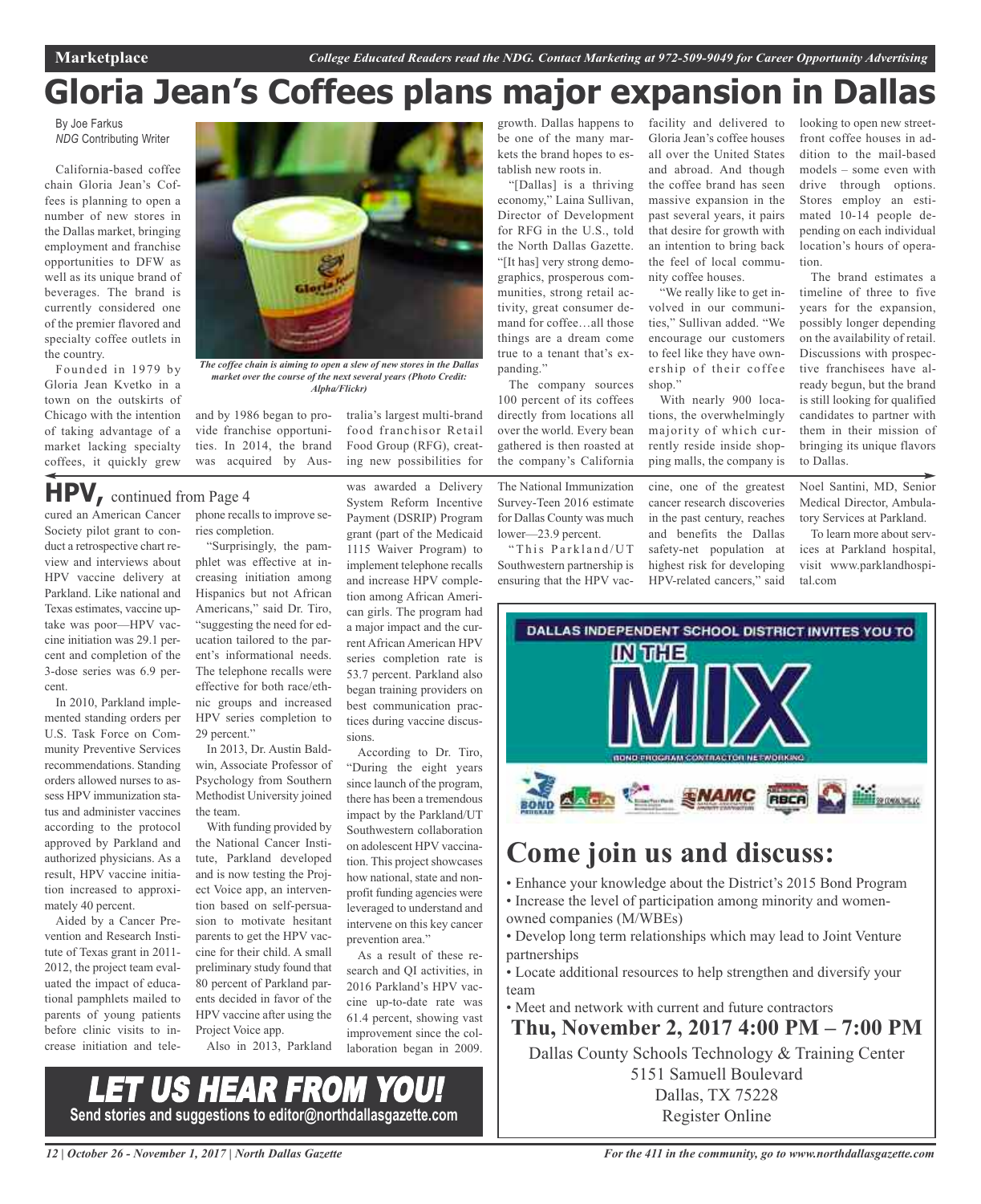# Gloria Jean's Coffees plans major expansion in Dallas

By Joe Farkus
*NDG* Contributing Writer

California-based coffee chain Gloria Jean's Coffees is planning to open a number of new stores in the Dallas market, bringing employment and franchise opportunities to DFW as well as its unique brand of beverages. The brand is currently considered one of the premier flavored and specialty coffee outlets in the country.

*The coffee chain is aiming to open a slew of new stores in the Dallas market over the course of the next several years (Photo Credit: Alpha/Flickr)*

Founded in 1979 by Gloria Jean Kvetko in a town on the outskirts of Chicago with the intention of taking advantage of a market lacking specialty coffees, it quickly grew and by 1986 began to provide franchise opportunities. In 2014, the brand was acquired by Australia's largest multi-brand food franchisor Retail Food Group (RFG), creating new possibilities for growth. Dallas happens to be one of the many markets the brand hopes to establish new roots in.

"[Dallas] is a thriving economy," Laina Sullivan, Director of Development for RFG in the U.S., told the North Dallas Gazette. "[It has] very strong demographics, prosperous communities, strong retail activity, great consumer demand for coffee…all those things are a dream come true to a tenant that's expanding."

The company sources 100 percent of its coffees directly from locations all over the world. Every bean gathered is then roasted at the company's California facility and delivered to Gloria Jean's coffee houses all over the United States and abroad. And though the coffee brand has seen massive expansion in the past several years, it pairs that desire for growth with an intention to bring back the feel of local community coffee houses.

"We really like to get involved in our communities," Sullivan added. "We encourage our customers to feel like they have ownership of their coffee shop."

With nearly 900 locations, the overwhelmingly majority of which currently reside inside shopping malls, the company is looking to open new street-front coffee houses in addition to the mail-based models – some even with drive through options. Stores employ an estimated 10-14 people depending on each individual location's hours of operation.

The brand estimates a timeline of three to five years for the expansion, possibly longer depending on the availability of retail. Discussions with prospective franchisees have already begun, but the brand is still looking for qualified candidates to partner with them in their mission of bringing its unique flavors to Dallas.

## HPV, continued from Page 4

cured an American Cancer Society pilot grant to conduct a retrospective chart review and interviews about HPV vaccine delivery at Parkland. Like national and Texas estimates, vaccine uptake was poor—HPV vaccine initiation was 29.1 percent and completion of the 3-dose series was 6.9 percent.

In 2010, Parkland implemented standing orders per U.S. Task Force on Community Preventive Services recommendations. Standing orders allowed nurses to assess HPV immunization status and administer vaccines according to the protocol approved by Parkland and authorized physicians. As a result, HPV vaccine initiation increased to approximately 40 percent.

Aided by a Cancer Prevention and Research Institute of Texas grant in 2011-2012, the project team evaluated the impact of educational pamphlets mailed to parents of young patients before clinic visits to increase initiation and telephone recalls to improve series completion.

"Surprisingly, the pamphlet was effective at increasing initiation among Hispanics but not African Americans," said Dr. Tiro, "suggesting the need for education tailored to the parent's informational needs. The telephone recalls were effective for both race/ethnic groups and increased HPV series completion to 29 percent."

In 2013, Dr. Austin Baldwin, Associate Professor of Psychology from Southern Methodist University joined the team.

With funding provided by the National Cancer Institute, Parkland developed and is now testing the Project Voice app, an intervention based on self-persuasion to motivate hesitant parents to get the HPV vaccine for their child. A small preliminary study found that 80 percent of Parkland parents decided in favor of the HPV vaccine after using the Project Voice app.

Also in 2013, Parkland was awarded a Delivery System Reform Incentive Payment (DSRIP) Program grant (part of the Medicaid 1115 Waiver Program) to implement telephone recalls and increase HPV completion among African American girls. The program had a major impact and the current African American HPV series completion rate is 53.7 percent. Parkland also began training providers on best communication practices during vaccine discussions.

According to Dr. Tiro, "During the eight years since launch of the program, there has been a tremendous impact by the Parkland/UT Southwestern collaboration on adolescent HPV vaccination. This project showcases how national, state and nonprofit funding agencies were leveraged to understand and intervene on this key cancer prevention area."

As a result of these research and QI activities, in 2016 Parkland's HPV vaccine up-to-date rate was 61.4 percent, showing vast improvement since the collaboration began in 2009. The National Immunization Survey-Teen 2016 estimate for Dallas County was much lower—23.9 percent.

"This Parkland/UT Southwestern partnership is ensuring that the HPV vaccine, one of the greatest cancer research discoveries in the past century, reaches and benefits the Dallas safety-net population at highest risk for developing HPV-related cancers," said Noel Santini, MD, Senior Medical Director, Ambulatory Services at Parkland.

To learn more about services at Parkland hospital, visit www.parklandhospital.com

## LET US HEAR FROM YOU!

**Send stories and suggestions to editor@northdallasgazette.com**

DALLAS INDEPENDENT SCHOOL DISTRICT INVITES YOU TO

# IN THE MIX

BOND PROGRAM CONTRACTOR NETWORKING

## Come join us and discuss:

- Enhance your knowledge about the District's 2015 Bond Program
- Increase the level of participation among minority and women-owned companies (M/WBEs)
- Develop long term relationships which may lead to Joint Venture partnerships
- Locate additional resources to help strengthen and diversify your team
- Meet and network with current and future contractors

**Thu, November 2, 2017 4:00 PM – 7:00 PM**

Dallas County Schools Technology & Training Center
5151 Samuell Boulevard
Dallas, TX 75228
Register Online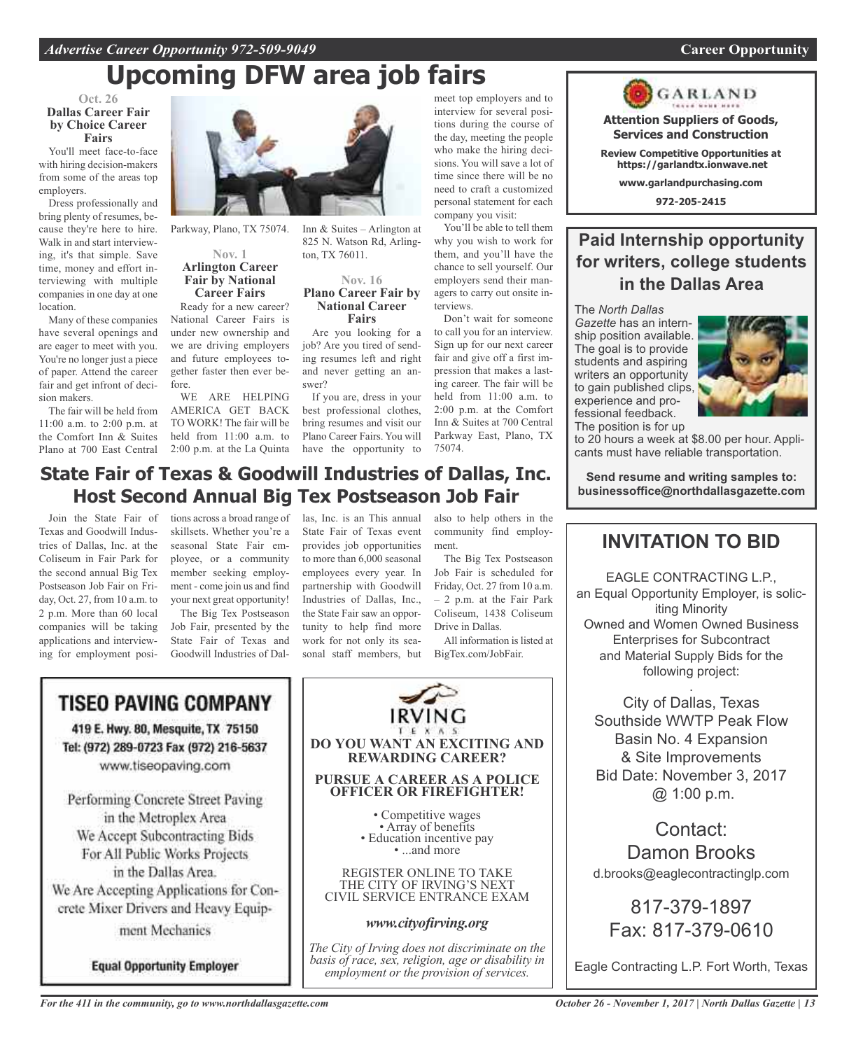# Upcoming DFW area job fairs

**Oct. 26**

### Dallas Career Fair by Choice Career Fairs

You'll meet face-to-face with hiring decision-makers from some of the areas top employers.

Dress professionally and bring plenty of resumes, because they're here to hire. Walk in and start interviewing, it's that simple. Save time, money and effort interviewing with multiple companies in one day at one location.

Many of these companies have several openings and are eager to meet with you. You're no longer just a piece of paper. Attend the career fair and get infront of decision makers.

The fair will be held from 11:00 a.m. to 2:00 p.m. at the Comfort Inn & Suites Plano at 700 East Central Parkway, Plano, TX 75074.

**Nov. 1**

### Arlington Career Fair by National Career Fairs

Ready for a new career? National Career Fairs is under new ownership and we are driving employers and future employees together faster then ever before.

WE ARE HELPING AMERICA GET BACK TO WORK! The fair will be held from 11:00 a.m. to 2:00 p.m. at the La Quinta Inn & Suites – Arlington at 825 N. Watson Rd, Arlington, TX 76011.

**Nov. 16**

### Plano Career Fair by National Career Fairs

Are you looking for a job? Are you tired of sending resumes left and right and never getting an answer?

If you are, dress in your best professional clothes, bring resumes and visit our Plano Career Fairs. You will have the opportunity to meet top employers and to interview for several positions during the course of the day, meeting the people who make the hiring decisions. You will save a lot of time since there will be no need to craft a customized personal statement for each company you visit:

You'll be able to tell them why you wish to work for them, and you'll have the chance to sell yourself. Our employers send their managers to carry out onsite interviews.

Don't wait for someone to call you for an interview. Sign up for our next career fair and give off a first impression that makes a lasting career. The fair will be held from 11:00 a.m. to 2:00 p.m. at the Comfort Inn & Suites at 700 Central Parkway East, Plano, TX 75074.

## State Fair of Texas & Goodwill Industries of Dallas, Inc. Host Second Annual Big Tex Postseason Job Fair

Join the State Fair of Texas and Goodwill Industries of Dallas, Inc. at the Coliseum in Fair Park for the second annual Big Tex Postseason Job Fair on Friday, Oct. 27, from 10 a.m. to 2 p.m. More than 60 local companies will be taking applications and interviewing for employment positions across a broad range of skillsets. Whether you're a seasonal State Fair employee, or a community member seeking employment - come join us and find your next great opportunity!

The Big Tex Postseason Job Fair, presented by the State Fair of Texas and Goodwill Industries of Dallas, Inc. is an This annual State Fair of Texas event provides job opportunities to more than 6,000 seasonal employees every year. In partnership with Goodwill Industries of Dallas, Inc., the State Fair saw an opportunity to help find more work for not only its seasonal staff members, but also to help others in the community find employment.

The Big Tex Postseason Job Fair is scheduled for Friday, Oct. 27 from 10 a.m. – 2 p.m. at the Fair Park Coliseum, 1438 Coliseum Drive in Dallas.

All information is listed at BigTex.com/JobFair.

---

## TISEO PAVING COMPANY

419 E. Hwy. 80, Mesquite, TX 75150
Tel: (972) 289-0723 Fax (972) 216-5637
www.tiseopaving.com

Performing Concrete Street Paving in the Metroplex Area
We Accept Subcontracting Bids For All Public Works Projects in the Dallas Area.
We Are Accepting Applications for Concrete Mixer Drivers and Heavy Equipment Mechanics

**Equal Opportunity Employer**

---

IRVING TEXAS

**DO YOU WANT AN EXCITING AND REWARDING CAREER?**

**PURSUE A CAREER AS A POLICE OFFICER OR FIREFIGHTER!**

- Competitive wages
- Array of benefits
- Education incentive pay
- ...and more

REGISTER ONLINE TO TAKE THE CITY OF IRVING'S NEXT CIVIL SERVICE ENTRANCE EXAM

***www.cityofirving.org***

*The City of Irving does not discriminate on the basis of race, sex, religion, age or disability in employment or the provision of services.*

---

GARLAND

**Attention Suppliers of Goods, Services and Construction**

**Review Competitive Opportunities at https://garlandtx.ionwave.net**

**www.garlandpurchasing.com**

**972-205-2415**

---

## Paid Internship opportunity for writers, college students in the Dallas Area

The *North Dallas Gazette* has an internship position available. The goal is to provide students and aspiring writers an opportunity to gain published clips, experience and professional feedback. The position is for up to 20 hours a week at $8.00 per hour. Applicants must have reliable transportation.

**Send resume and writing samples to: businessoffice@northdallasgazette.com**

---

## INVITATION TO BID

EAGLE CONTRACTING L.P., an Equal Opportunity Employer, is soliciting Minority Owned and Women Owned Business Enterprises for Subcontract and Material Supply Bids for the following project:

City of Dallas, Texas
Southside WWTP Peak Flow Basin No. 4 Expansion & Site Improvements
Bid Date: November 3, 2017 @ 1:00 p.m.

Contact:
Damon Brooks
d.brooks@eaglecontractinglp.com

817-379-1897
Fax: 817-379-0610

Eagle Contracting L.P. Fort Worth, Texas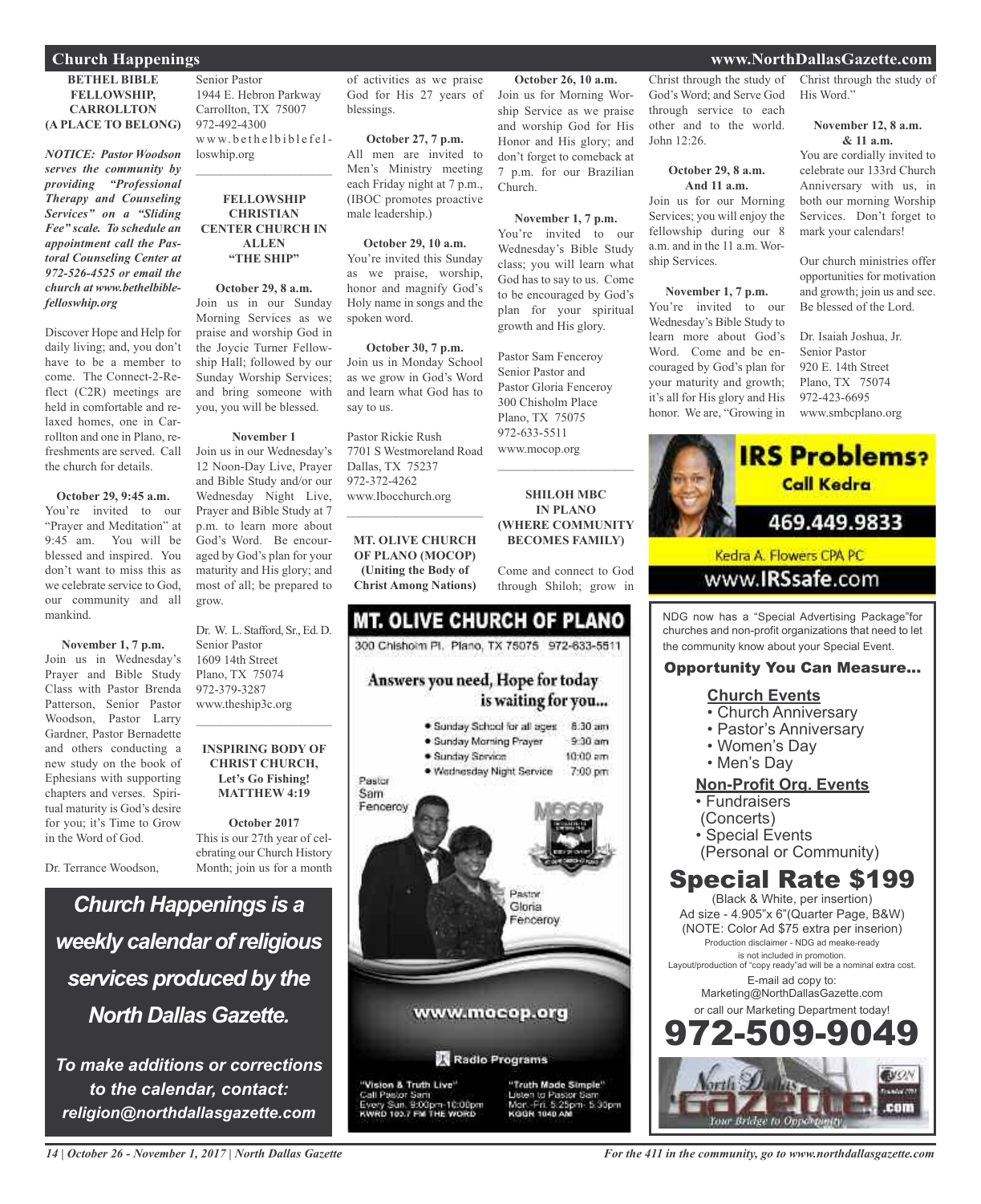## Church Happenings

### BETHEL BIBLE FELLOWSHIP, CARROLLTON (A PLACE TO BELONG)

***NOTICE: Pastor Woodson serves the community by providing "Professional Therapy and Counseling Services" on a "Sliding Fee" scale. To schedule an appointment call the Pastoral Counseling Center at 972-526-4525 or email the church at www.bethelbiblefelloswhip.org***

Discover Hope and Help for daily living; and, you don't have to be a member to come. The Connect-2-Reflect (C2R) meetings are held in comfortable and relaxed homes, one in Carrollton and one in Plano, refreshments are served. Call the church for details.

**October 29, 9:45 a.m.**
You're invited to our "Prayer and Meditation" at 9:45 am. You will be blessed and inspired. You don't want to miss this as we celebrate service to God, our community and all mankind.

**November 1, 7 p.m.**
Join us in Wednesday's Prayer and Bible Study Class with Pastor Brenda Patterson, Senior Pastor Woodson, Pastor Larry Gardner, Pastor Bernadette and others conducting a new study on the book of Ephesians with supporting chapters and verses. Spiritual maturity is God's desire for you; it's Time to Grow in the Word of God.

Dr. Terrance Woodson,
Senior Pastor
1944 E. Hebron Parkway
Carrollton, TX 75007
972-492-4300
www.bethelbiblefelloswhip.org

---

### FELLOWSHIP CHRISTIAN CENTER CHURCH IN ALLEN "THE SHIP"

**October 29, 8 a.m.**
Join us in our Sunday Morning Services as we praise and worship God in the Joycie Turner Fellowship Hall; followed by our Sunday Worship Services; and bring someone with you, you will be blessed.

**November 1**
Join us in our Wednesday's 12 Noon-Day Live, Prayer and Bible Study and/or our Wednesday Night Live, Prayer and Bible Study at 7 p.m. to learn more about God's Word. Be encouraged by God's plan for your maturity and His glory; and most of all; be prepared to grow.

Dr. W. L. Stafford, Sr., Ed. D.
Senior Pastor
1609 14th Street
Plano, TX 75074
972-379-3287
www.theship3c.org

---

### INSPIRING BODY OF CHRIST CHURCH, Let's Go Fishing! MATTHEW 4:19

**October 2017**
This is our 27th year of celebrating our Church History Month; join us for a month of activities as we praise God for His 27 years of blessings.

**October 27, 7 p.m.**
All men are invited to Men's Ministry meeting each Friday night at 7 p.m., (IBOC promotes proactive male leadership.)

**October 29, 10 a.m.**
You're invited this Sunday as we praise, worship, honor and magnify God's Holy name in songs and the spoken word.

**October 30, 7 p.m.**
Join us in Monday School as we grow in God's Word and learn what God has to say to us.

Pastor Rickie Rush
7701 S Westmoreland Road
Dallas, TX 75237
972-372-4262
www.Ibocchurch.org

---

### MT. OLIVE CHURCH OF PLANO (MOCOP) (Uniting the Body of Christ Among Nations)

**October 26, 10 a.m.**
Join us for Morning Worship Service as we praise and worship God for His Honor and His glory; and don't forget to comeback at 7 p.m. for our Brazilian Church.

**November 1, 7 p.m.**
You're invited to our Wednesday's Bible Study class; you will learn what God has to say to us. Come to be encouraged by God's plan for your spiritual growth and His glory.

Pastor Sam Fenceroy
Senior Pastor and
Pastor Gloria Fenceroy
300 Chisholm Place
Plano, TX 75075
972-633-5511
www.mocop.org

---

### SHILOH MBC IN PLANO (WHERE COMMUNITY BECOMES FAMILY)

Come and connect to God through Shiloh; grow in Christ through the study of God's Word; and Serve God through service to each other and to the world. John 12:26.

**October 29, 8 a.m. And 11 a.m.**
Join us for our Morning Services; you will enjoy the fellowship during our 8 a.m. and in the 11 a.m. Worship Services.

**November 1, 7 p.m.**
You're invited to our Wednesday's Bible Study to learn more about God's Word. Come and be encouraged by God's plan for your maturity and growth; it's all for His glory and His honor. We are, "Growing in Christ through the study of His Word."

**November 12, 8 a.m. & 11 a.m.**
You are cordially invited to celebrate our 133rd Church Anniversary with us, in both our morning Worship Services. Don't forget to mark your calendars!

Our church ministries offer opportunities for motivation and growth; join us and see. Be blessed of the Lord.

Dr. Isaiah Joshua, Jr.
Senior Pastor
920 E. 14th Street
Plano, TX 75074
972-423-6695
www.smbcplano.org

---

***Church Happenings is a weekly calendar of religious services produced by the North Dallas Gazette.***

***To make additions or corrections to the calendar, contact: religion@northdallasgazette.com***

---

**MT. OLIVE CHURCH OF PLANO**
300 Chisholm Pl. Plano, TX 75075 972-633-5511

Answers you need, Hope for today is waiting for you...

- Sunday School for all ages 8:30 am
- Sunday Morning Prayer 9:30 am
- Sunday Service 10:00 am
- Wednesday Night Service 7:00 pm

Pastor Sam Fenceroy
Pastor Gloria Fenceroy

www.mocop.org

Radio Programs

"Vision & Truth Live" Call Pastor Sam Every Sun. 9:00pm-10:00pm KWRD 103.7 FM THE WORD

"Truth Made Simple" Listen to Pastor Sam Mon.-Fri. 5:25pm- 5:30pm KGGR 1040 AM

---

**IRS Problems? Call Kedra**
469.449.9833
Kedra A. Flowers CPA PC
www.IRSsafe.com

---

NDG now has a "Special Advertising Package"for churches and non-profit organizations that need to let the community know about your Special Event.

**Opportunity You Can Measure...**

**Church Events**
- Church Anniversary
- Pastor's Anniversary
- Women's Day
- Men's Day

**Non-Profit Org. Events**
- Fundraisers (Concerts)
- Special Events (Personal or Community)

**Special Rate $199**
(Black & White, per insertion)
Ad size - 4.905"x 6"(Quarter Page, B&W)
(NOTE: Color Ad $75 extra per inserion)
Production disclaimer - NDG ad meake-ready is not included in promotion.
Layout/production of "copy ready"ad will be a nominal extra cost.
E-mail ad copy to:
Marketing@NorthDallasGazette.com
or call our Marketing Department today!
**972-509-9049**

North Dallas Gazette .com — Your Bridge to Opportunity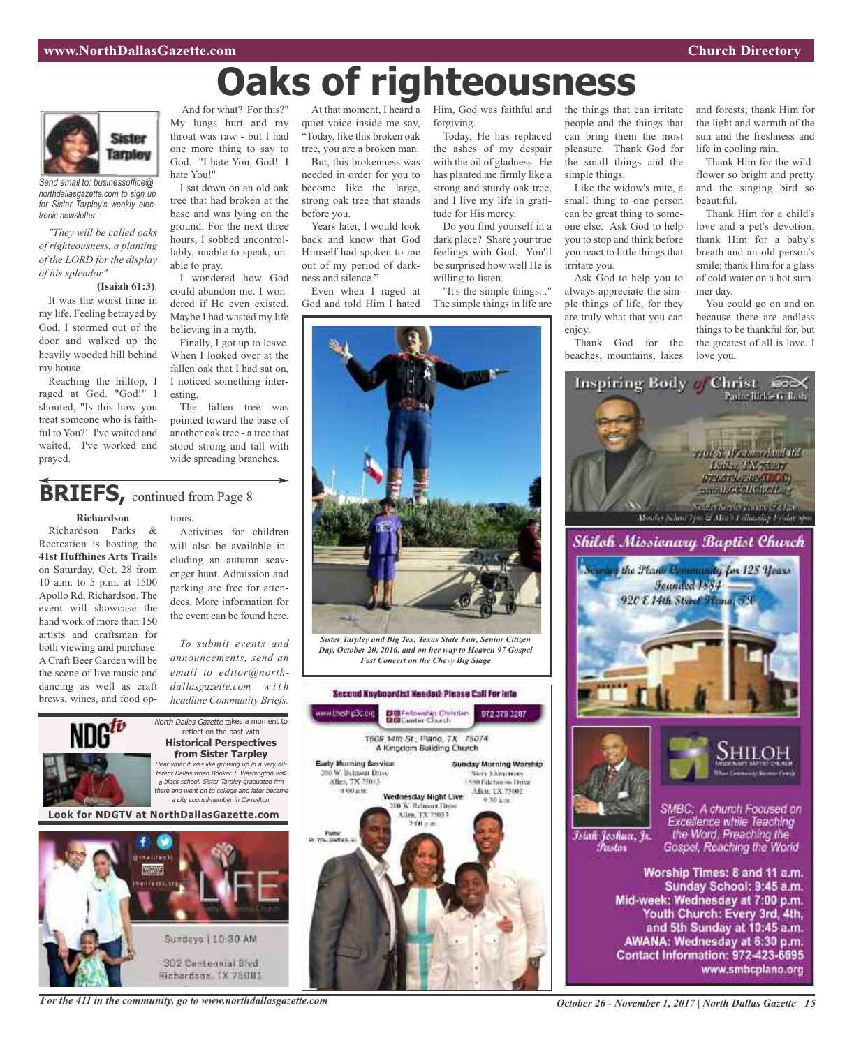# Oaks of righteousness

Sister Tarpley

*Send email to: businessoffice@northdallasgazette.com to sign up for Sister Tarpley's weekly electronic newsletter.*

*"They will be called oaks of righteousness, a planting of the LORD for the display of his splendor"*

**(Isaiah 61:3)**.

It was the worst time in my life. Feeling betrayed by God, I stormed out of the door and walked up the heavily wooded hill behind my house.

Reaching the hilltop, I raged at God. "God!" I shouted, "Is this how you treat someone who is faithful to You?! I've waited and waited. I've worked and prayed.

And for what? For this?" My lungs hurt and my throat was raw - but I had one more thing to say to God. "I hate You, God! I hate You!"

I sat down on an old oak tree that had broken at the base and was lying on the ground. For the next three hours, I sobbed uncontrollably, unable to speak, unable to pray.

I wondered how God could abandon me. I wondered if He even existed. Maybe I had wasted my life believing in a myth.

Finally, I got up to leave. When I looked over at the fallen oak that I had sat on, I noticed something interesting.

The fallen tree was pointed toward the base of another oak tree - a tree that stood strong and tall with wide spreading branches.

At that moment, I heard a quiet voice inside me say, "Today, like this broken oak tree, you are a broken man.

But, this brokenness was needed in order for you to become like the large, strong oak tree that stands before you.

Years later, I would look back and know that God Himself had spoken to me out of my period of darkness and silence."

Even when I raged at God and told Him I hated Him, God was faithful and forgiving.

Today, He has replaced the ashes of my despair with the oil of gladness. He has planted me firmly like a strong and sturdy oak tree, and I live my life in gratitude for His mercy.

Do you find yourself in a dark place? Share your true feelings with God. You'll be surprised how well He is willing to listen.

"It's the simple things..." The simple things in life are the things that can irritate people and the things that can bring them the most pleasure. Thank God for the small things and the simple things.

Like the widow's mite, a small thing to one person can be great thing to someone else. Ask God to help you to stop and think before you react to little things that irritate you.

Ask God to help you to always appreciate the simple things of life, for they are truly what that you can enjoy.

Thank God for the beaches, mountains, lakes and forests; thank Him for the light and warmth of the sun and the freshness and life in cooling rain.

Thank Him for the wildflower so bright and pretty and the singing bird so beautiful.

Thank Him for a child's love and a pet's devotion; thank Him for a baby's breath and an old person's smile; thank Him for a glass of cold water on a hot summer day.

You could go on and on because there are endless things to be thankful for, but the greatest of all is love. I love you.

*Sister Tarpley and Big Tex, Texas State Fair, Senior Citizen Day, October 20, 2016, and on her way to Heaven 97 Gospel Fest Concert on the Chevy Big Stage*

## BRIEFS, continued from Page 8

**Richardson**

Richardson Parks & Recreation is hosting the **41st Huffhines Arts Trails** on Saturday, Oct. 28 from 10 a.m. to 5 p.m. at 1500 Apollo Rd, Richardson. The event will showcase the hand work of more than 150 artists and craftsman for both viewing and purchase. A Craft Beer Garden will be the scene of live music and dancing as well as craft brews, wines, and food options.

Activities for children will also be available including an autumn scavenger hunt. Admission and parking are free for attendees. More information for the event can be found here.

*To submit events and announcements, send an email to editor@northdallasgazette.com with headline Community Briefs.*

NDGtv

*North Dallas Gazette* takes a moment to reflect on the past with

**Historical Perspectives from Sister Tarpley**

*Hear what it was like growing up in a very different Dallas when Booker T. Washington was a black school. Sister Tarpley graduated frm there and went on to college and later became a city councilmember in Carrollton.*

**Look for NDGTV at NorthDallasGazette.com**

LIFE

Sundays | 10:30 AM

302 Centennial Blvd
Richardson, TX 75081

**Second Keyboardist Needed: Please Call For Info**

www.thefellowship.org — Fellowship Christian Center Church — 972 379 3287

1609 14th St., Plano, TX 75074
A Kingdom Building Church

Early Morning Service
200 W. Belmont Drive
Allen, TX 75013
8:00 a.m.

Sunday Morning Worship
Story Elementary
1550 Edelweiss Drive
Allen, TX 75002
9:30 a.m.

Wednesday Night Live
200 W. Belmont Drive
Allen, TX 75013
7:00 p.m.

Pastor
Dr. W.L. Stafford, Sr.

**Inspiring Body of Christ** — IBOC
Pastor Rickie G. Rush

7701 S. Westmoreland Rd
Dallas, TX 75237
972.372.4262 (IBOC)
www.IBOCCHURCH.org

**Shiloh Missionary Baptist Church**

Serving the Plano Community for 128 Years
Founded 1884
920 E 14th Street Plano, TX

SHILOH Missionary Baptist Church

Isiah Joshua, Jr.
Pastor

SMBC: A church Focused on Excellence while Teaching the Word. Preaching the Gospel, Reaching the World

Worship Times: 8 and 11 a.m.
Sunday School: 9:45 a.m.
Mid-week: Wednesday at 7:00 p.m.
Youth Church: Every 3rd, 4th, and 5th Sunday at 10:45 a.m.
AWANA: Wednesday at 6:30 p.m.
Contact Information: 972-423-6695
www.smbcplano.org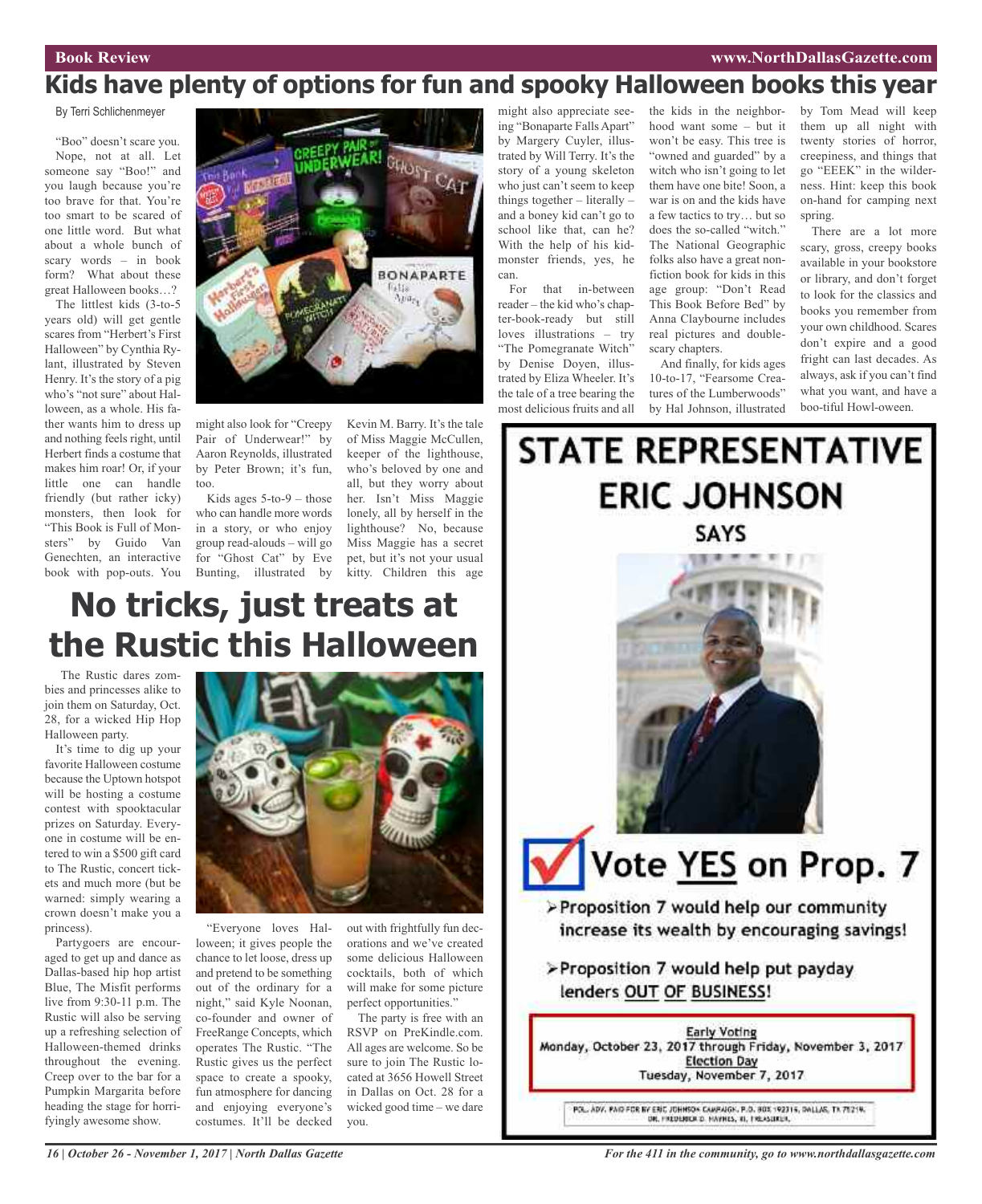Book Review

# Kids have plenty of options for fun and spooky Halloween books this year

By Terri Schlichenmeyer

"Boo" doesn't scare you. Nope, not at all. Let someone say "Boo!" and you laugh because you're too brave for that. You're too smart to be scared of one little word. But what about a whole bunch of scary words – in book form? What about these great Halloween books…?

The littlest kids (3-to-5 years old) will get gentle scares from "Herbert's First Halloween" by Cynthia Rylant, illustrated by Steven Henry. It's the story of a pig who's "not sure" about Halloween, as a whole. His father wants him to dress up and nothing feels right, until Herbert finds a costume that makes him roar! Or, if your little one can handle friendly (but rather icky) monsters, then look for "This Book is Full of Monsters" by Guido Van Genechten, an interactive book with pop-outs. You might also look for "Creepy Pair of Underwear!" by Aaron Reynolds, illustrated by Peter Brown; it's fun, too.

Kids ages 5-to-9 – those who can handle more words in a story, or who enjoy group read-alouds – will go for "Ghost Cat" by Eve Bunting, illustrated by Kevin M. Barry. It's the tale of Miss Maggie McCullen, keeper of the lighthouse, who's beloved by one and all, but they worry about her. Isn't Miss Maggie lonely, all by herself in the lighthouse? No, because Miss Maggie has a secret pet, but it's not your usual kitty. Children this age might also appreciate seeing "Bonaparte Falls Apart" by Margery Cuyler, illustrated by Will Terry. It's the story of a young skeleton who just can't seem to keep things together – literally – and a boney kid can't go to school like that, can he? With the help of his kid-monster friends, yes, he can.

For that in-between reader – the kid who's chapter-book-ready but still loves illustrations – try "The Pomegranate Witch" by Denise Doyen, illustrated by Eliza Wheeler. It's the tale of a tree bearing the most delicious fruits and all the kids in the neighborhood want some – but it won't be easy. This tree is "owned and guarded" by a witch who isn't going to let them have one bite! Soon, a war is on and the kids have a few tactics to try… but so does the so-called "witch." The National Geographic folks also have a great non-fiction book for kids in this age group: "Don't Read This Book Before Bed" by Anna Claybourne includes real pictures and double-scary chapters.

And finally, for kids ages 10-to-17, "Fearsome Creatures of the Lumberwoods" by Hal Johnson, illustrated by Tom Mead will keep them up all night with twenty stories of horror, creepiness, and things that go "EEEK" in the wilderness. Hint: keep this book on-hand for camping next spring.

There are a lot more scary, gross, creepy books available in your bookstore or library, and don't forget to look for the classics and books you remember from your own childhood. Scares don't expire and a good fright can last decades. As always, ask if you can't find what you want, and have a boo-tiful Howl-oween.

# No tricks, just treats at the Rustic this Halloween

The Rustic dares zombies and princesses alike to join them on Saturday, Oct. 28, for a wicked Hip Hop Halloween party.

It's time to dig up your favorite Halloween costume because the Uptown hotspot will be hosting a costume contest with spooktacular prizes on Saturday. Everyone in costume will be entered to win a $500 gift card to The Rustic, concert tickets and much more (but be warned: simply wearing a crown doesn't make you a princess).

Partygoers are encouraged to get up and dance as Dallas-based hip hop artist Blue, The Misfit performs live from 9:30-11 p.m. The Rustic will also be serving up a refreshing selection of Halloween-themed drinks throughout the evening. Creep over to the bar for a Pumpkin Margarita before heading the stage for horrifyingly awesome show.

"Everyone loves Halloween; it gives people the chance to let loose, dress up and pretend to be something out of the ordinary for a night," said Kyle Noonan, co-founder and owner of FreeRange Concepts, which operates The Rustic. "The Rustic gives us the perfect space to create a spooky, fun atmosphere for dancing and enjoying everyone's costumes. It'll be decked out with frightfully fun decorations and we've created some delicious Halloween cocktails, both of which will make for some picture perfect opportunities."

The party is free with an RSVP on PreKindle.com. All ages are welcome. So be sure to join The Rustic located at 3656 Howell Street in Dallas on Oct. 28 for a wicked good time – we dare you.

## STATE REPRESENTATIVE ERIC JOHNSON SAYS

## Vote YES on Prop. 7

- Proposition 7 would help our community increase its wealth by encouraging savings!
- Proposition 7 would help put payday lenders OUT OF BUSINESS!

Early Voting
Monday, October 23, 2017 through Friday, November 3, 2017
Election Day
Tuesday, November 7, 2017

POL. ADV. PAID FOR BY ERIC JOHNSON CAMPAIGN, P.O. BOX 192316, DALLAS, TX 75219, DR. FREDERICK D. HAYNES, III, TREASURER.